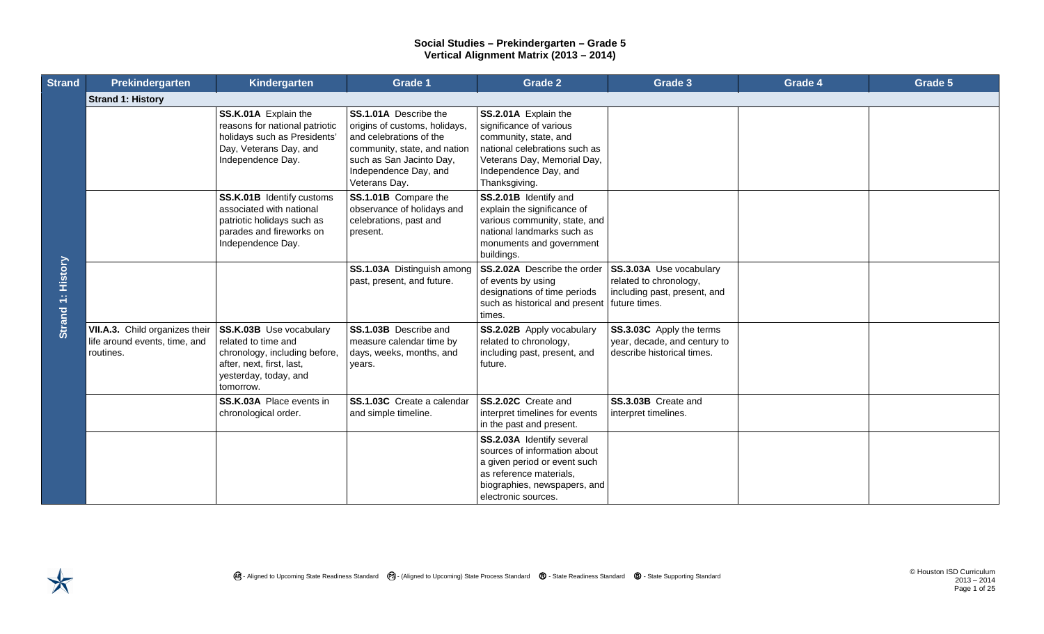# Social Studies – Prekindergarten – Grade 5
## Vertical Alignment Matrix (2013 – 2014)

| Strand | Prekindergarten | Kindergarten | Grade 1 | Grade 2 | Grade 3 | Grade 4 | Grade 5 |
|---|---|---|---|---|---|---|---|
| Strand 1: History | **Strand 1: History** | | | | | | |
| Strand 1: History | | **SS.K.01A** Explain the reasons for national patriotic holidays such as Presidents' Day, Veterans Day, and Independence Day. | **SS.1.01A** Describe the origins of customs, holidays, and celebrations of the community, state, and nation such as San Jacinto Day, Independence Day, and Veterans Day. | **SS.2.01A** Explain the significance of various community, state, and national celebrations such as Veterans Day, Memorial Day, Independence Day, and Thanksgiving. | | | |
| Strand 1: History | | **SS.K.01B** Identify customs associated with national patriotic holidays such as parades and fireworks on Independence Day. | **SS.1.01B** Compare the observance of holidays and celebrations, past and present. | **SS.2.01B** Identify and explain the significance of various community, state, and national landmarks such as monuments and government buildings. | | | |
| Strand 1: History | | | **SS.1.03A** Distinguish among past, present, and future. | **SS.2.02A** Describe the order of events by using designations of time periods such as historical and present times. | **SS.3.03A** Use vocabulary related to chronology, including past, present, and future times. | | |
| Strand 1: History | **VII.A.3.** Child organizes their life around events, time, and routines. | **SS.K.03B** Use vocabulary related to time and chronology, including before, after, next, first, last, yesterday, today, and tomorrow. | **SS.1.03B** Describe and measure calendar time by days, weeks, months, and years. | **SS.2.02B** Apply vocabulary related to chronology, including past, present, and future. | **SS.3.03C** Apply the terms year, decade, and century to describe historical times. | | |
| Strand 1: History | | **SS.K.03A** Place events in chronological order. | **SS.1.03C** Create a calendar and simple timeline. | **SS.2.02C** Create and interpret timelines for events in the past and present. | **SS.3.03B** Create and interpret timelines. | | |
| Strand 1: History | | | | **SS.2.03A** Identify several sources of information about a given period or event such as reference materials, biographies, newspapers, and electronic sources. | | | |

AR - Aligned to Upcoming State Readiness Standard   PS - (Aligned to Upcoming) State Process Standard   R - State Readiness Standard   S - State Supporting Standard

© Houston ISD Curriculum 2013 – 2014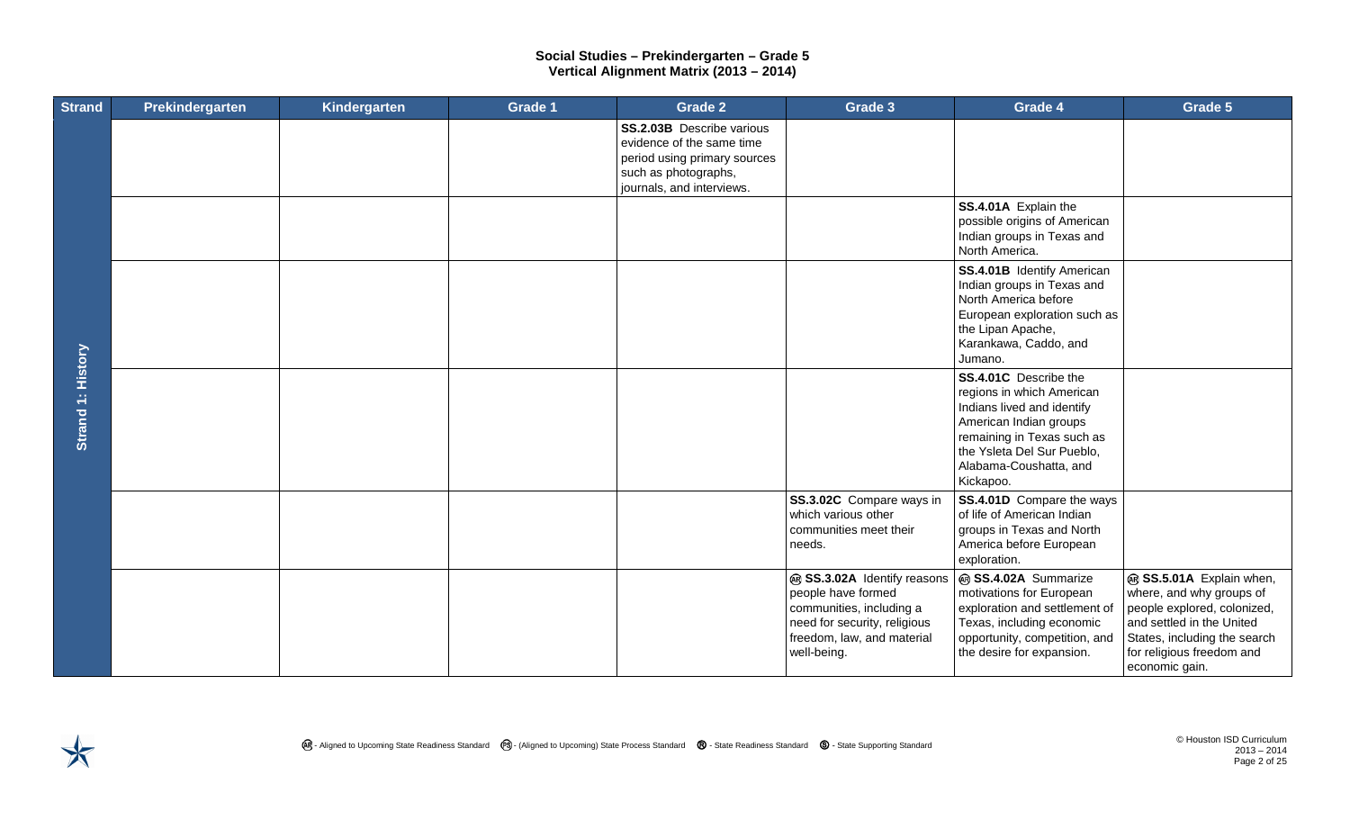# Social Studies – Prekindergarten – Grade 5
## Vertical Alignment Matrix (2013 – 2014)

| Strand | Prekindergarten | Kindergarten | Grade 1 | Grade 2 | Grade 3 | Grade 4 | Grade 5 |
|---|---|---|---|---|---|---|---|
| Strand 1: History | | | | **SS.2.03B** Describe various evidence of the same time period using primary sources such as photographs, journals, and interviews. | | | |
| | | | | | | **SS.4.01A** Explain the possible origins of American Indian groups in Texas and North America. | |
| | | | | | | **SS.4.01B** Identify American Indian groups in Texas and North America before European exploration such as the Lipan Apache, Karankawa, Caddo, and Jumano. | |
| | | | | | | **SS.4.01C** Describe the regions in which American Indians lived and identify American Indian groups remaining in Texas such as the Ysleta Del Sur Pueblo, Alabama-Coushatta, and Kickapoo. | |
| | | | | | **SS.3.02C** Compare ways in which various other communities meet their needs. | **SS.4.01D** Compare the ways of life of American Indian groups in Texas and North America before European exploration. | |
| | | | | | ⓐⓡ **SS.3.02A** Identify reasons people have formed communities, including a need for security, religious freedom, law, and material well-being. | ⓐⓡ **SS.4.02A** Summarize motivations for European exploration and settlement of Texas, including economic opportunity, competition, and the desire for expansion. | ⓐⓡ **SS.5.01A** Explain when, where, and why groups of people explored, colonized, and settled in the United States, including the search for religious freedom and economic gain. |

ⓐⓡ - Aligned to Upcoming State Readiness Standard ⓟⓢ - (Aligned to Upcoming) State Process Standard ⓡ - State Readiness Standard ⓢ - State Supporting Standard

© Houston ISD Curriculum 2013 – 2014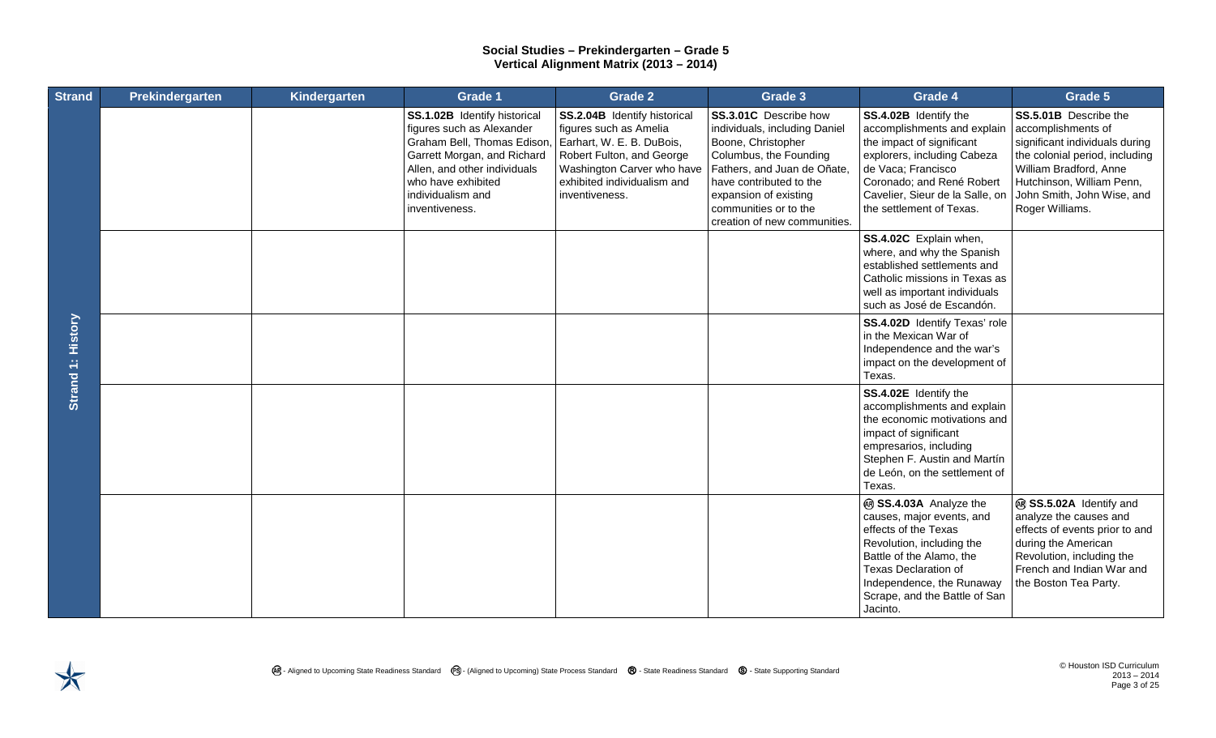**Social Studies – Prekindergarten – Grade 5**
**Vertical Alignment Matrix (2013 – 2014)**

| Strand | Prekindergarten | Kindergarten | Grade 1 | Grade 2 | Grade 3 | Grade 4 | Grade 5 |
|---|---|---|---|---|---|---|---|
| Strand 1: History | | | **SS.1.02B** Identify historical figures such as Alexander Graham Bell, Thomas Edison, Garrett Morgan, and Richard Allen, and other individuals who have exhibited individualism and inventiveness. | **SS.2.04B** Identify historical figures such as Amelia Earhart, W. E. B. DuBois, Robert Fulton, and George Washington Carver who have exhibited individualism and inventiveness. | **SS.3.01C** Describe how individuals, including Daniel Boone, Christopher Columbus, the Founding Fathers, and Juan de Oñate, have contributed to the expansion of existing communities or to the creation of new communities. | **SS.4.02B** Identify the accomplishments and explain the impact of significant explorers, including Cabeza de Vaca; Francisco Coronado; and René Robert Cavelier, Sieur de la Salle, on the settlement of Texas. | **SS.5.01B** Describe the accomplishments of significant individuals during the colonial period, including William Bradford, Anne Hutchinson, William Penn, John Smith, John Wise, and Roger Williams. |
| | | | | | | **SS.4.02C** Explain when, where, and why the Spanish established settlements and Catholic missions in Texas as well as important individuals such as José de Escandón. | |
| | | | | | | **SS.4.02D** Identify Texas' role in the Mexican War of Independence and the war's impact on the development of Texas. | |
| | | | | | | **SS.4.02E** Identify the accomplishments and explain the economic motivations and impact of significant empresarios, including Stephen F. Austin and Martín de León, on the settlement of Texas. | |
| | | | | | | (AR) **SS.4.03A** Analyze the causes, major events, and effects of the Texas Revolution, including the Battle of the Alamo, the Texas Declaration of Independence, the Runaway Scrape, and the Battle of San Jacinto. | (AR) **SS.5.02A** Identify and analyze the causes and effects of events prior to and during the American Revolution, including the French and Indian War and the Boston Tea Party. |

(AR) - Aligned to Upcoming State Readiness Standard (PS) - (Aligned to Upcoming) State Process Standard (R) - State Readiness Standard (S) - State Supporting Standard

© Houston ISD Curriculum 2013 – 2014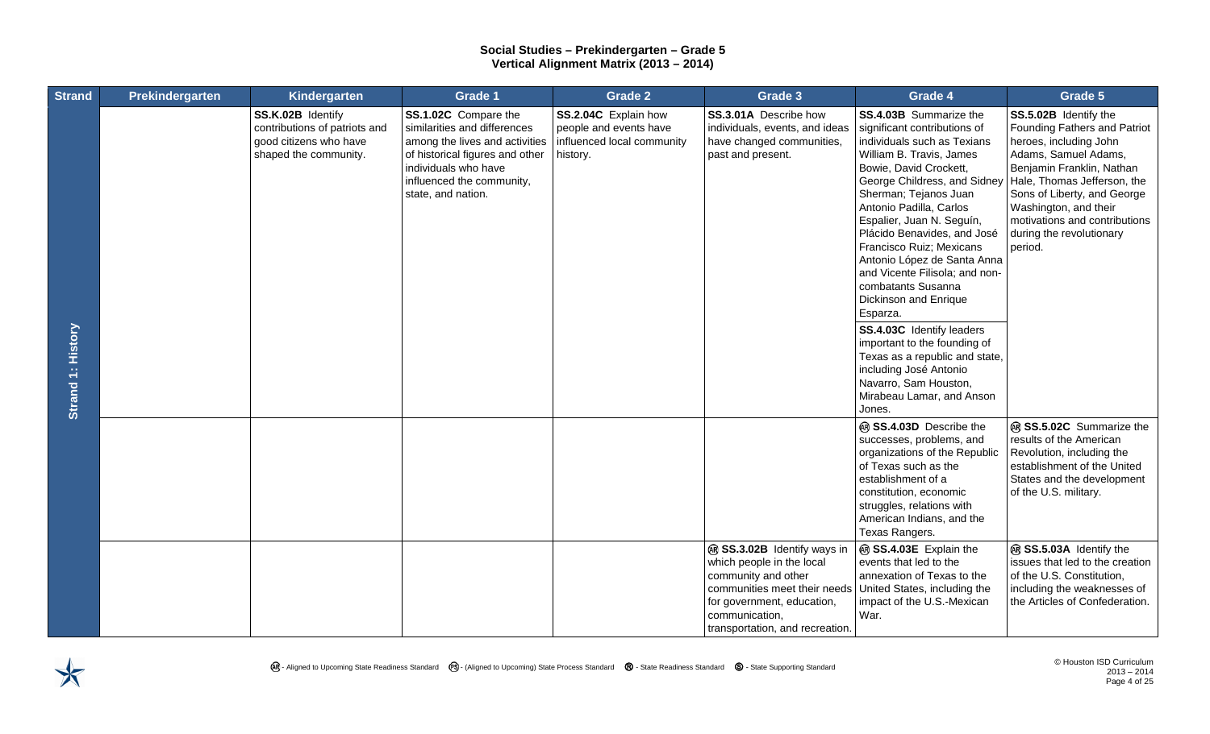# Social Studies – Prekindergarten – Grade 5
## Vertical Alignment Matrix (2013 – 2014)

| Strand | Prekindergarten | Kindergarten | Grade 1 | Grade 2 | Grade 3 | Grade 4 | Grade 5 |
|---|---|---|---|---|---|---|---|
| Strand 1: History | | **SS.K.02B** Identify contributions of patriots and good citizens who have shaped the community. | **SS.1.02C** Compare the similarities and differences among the lives and activities of historical figures and other individuals who have influenced the community, state, and nation. | **SS.2.04C** Explain how people and events have influenced local community history. | **SS.3.01A** Describe how individuals, events, and ideas have changed communities, past and present. | **SS.4.03B** Summarize the significant contributions of individuals such as Texians William B. Travis, James Bowie, David Crockett, George Childress, and Sidney Sherman; Tejanos Juan Antonio Padilla, Carlos Espalier, Juan N. Seguín, Plácido Benavides, and José Francisco Ruiz; Mexicans Antonio López de Santa Anna and Vicente Filisola; and non-combatants Susanna Dickinson and Enrique Esparza.<br><br>**SS.4.03C** Identify leaders important to the founding of Texas as a republic and state, including José Antonio Navarro, Sam Houston, Mirabeau Lamar, and Anson Jones. | **SS.5.02B** Identify the Founding Fathers and Patriot heroes, including John Adams, Samuel Adams, Benjamin Franklin, Nathan Hale, Thomas Jefferson, the Sons of Liberty, and George Washington, and their motivations and contributions during the revolutionary period. |
| | | | | | | (AR) **SS.4.03D** Describe the successes, problems, and organizations of the Republic of Texas such as the establishment of a constitution, economic struggles, relations with American Indians, and the Texas Rangers. | (AR) **SS.5.02C** Summarize the results of the American Revolution, including the establishment of the United States and the development of the U.S. military. |
| | | | | | (AR) **SS.3.02B** Identify ways in which people in the local community and other communities meet their needs for government, education, communication, transportation, and recreation. | (AR) **SS.4.03E** Explain the events that led to the annexation of Texas to the United States, including the impact of the U.S.-Mexican War. | (AR) **SS.5.03A** Identify the issues that led to the creation of the U.S. Constitution, including the weaknesses of the Articles of Confederation. |

(AR) - Aligned to Upcoming State Readiness Standard (PS) - (Aligned to Upcoming) State Process Standard (R) - State Readiness Standard (S) - State Supporting Standard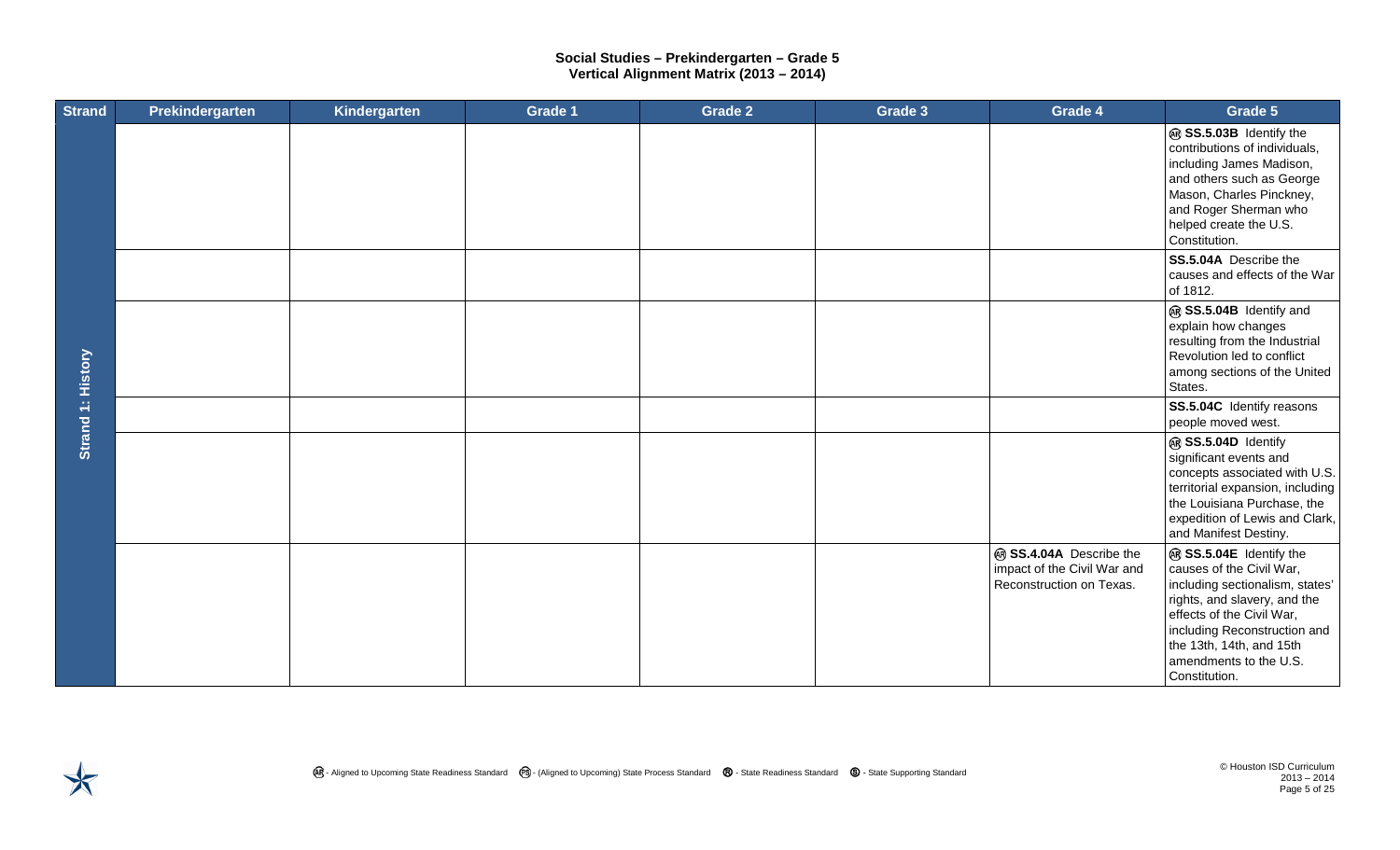**Social Studies – Prekindergarten – Grade 5**
**Vertical Alignment Matrix (2013 – 2014)**

| Strand | Prekindergarten | Kindergarten | Grade 1 | Grade 2 | Grade 3 | Grade 4 | Grade 5 |
|---|---|---|---|---|---|---|---|
| Strand 1: History | | | | | | | ⓐⓡ **SS.5.03B** Identify the contributions of individuals, including James Madison, and others such as George Mason, Charles Pinckney, and Roger Sherman who helped create the U.S. Constitution. |
| | | | | | | | **SS.5.04A** Describe the causes and effects of the War of 1812. |
| | | | | | | | ⓐⓡ **SS.5.04B** Identify and explain how changes resulting from the Industrial Revolution led to conflict among sections of the United States. |
| | | | | | | | **SS.5.04C** Identify reasons people moved west. |
| | | | | | | | ⓐⓡ **SS.5.04D** Identify significant events and concepts associated with U.S. territorial expansion, including the Louisiana Purchase, the expedition of Lewis and Clark, and Manifest Destiny. |
| | | | | | | ⓐⓡ **SS.4.04A** Describe the impact of the Civil War and Reconstruction on Texas. | ⓐⓡ **SS.5.04E** Identify the causes of the Civil War, including sectionalism, states' rights, and slavery, and the effects of the Civil War, including Reconstruction and the 13th, 14th, and 15th amendments to the U.S. Constitution. |

ⓐⓡ - Aligned to Upcoming State Readiness Standard ⓟⓢ - (Aligned to Upcoming) State Process Standard ⓡ - State Readiness Standard ⓢ - State Supporting Standard

© Houston ISD Curriculum 2013 – 2014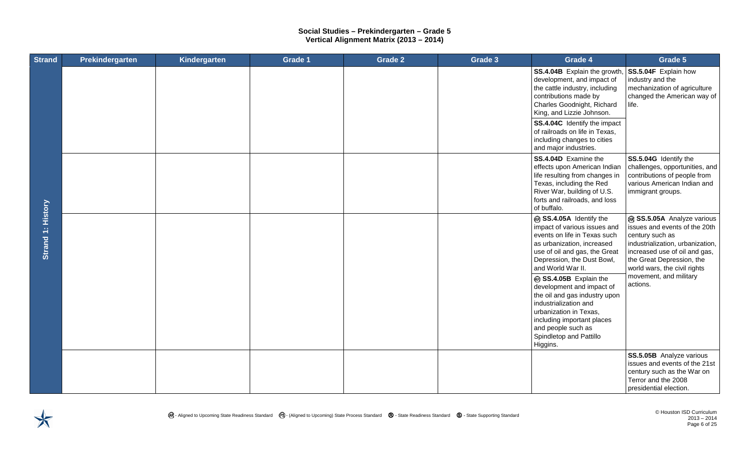# Social Studies – Prekindergarten – Grade 5
## Vertical Alignment Matrix (2013 – 2014)

| Strand | Prekindergarten | Kindergarten | Grade 1 | Grade 2 | Grade 3 | Grade 4 | Grade 5 |
|---|---|---|---|---|---|---|---|
| Strand 1: History | | | | | | **SS.4.04B** Explain the growth, development, and impact of the cattle industry, including contributions made by Charles Goodnight, Richard King, and Lizzie Johnson.<br><br>**SS.4.04C** Identify the impact of railroads on life in Texas, including changes to cities and major industries. | **SS.5.04F** Explain how industry and the mechanization of agriculture changed the American way of life. |
| | | | | | | **SS.4.04D** Examine the effects upon American Indian life resulting from changes in Texas, including the Red River War, building of U.S. forts and railroads, and loss of buffalo. | **SS.5.04G** Identify the challenges, opportunities, and contributions of people from various American Indian and immigrant groups. |
| | | | | | | Ⓐⓡ **SS.4.05A** Identify the impact of various issues and events on life in Texas such as urbanization, increased use of oil and gas, the Great Depression, the Dust Bowl, and World War II.<br><br>Ⓐⓡ **SS.4.05B** Explain the development and impact of the oil and gas industry upon industrialization and urbanization in Texas, including important places and people such as Spindletop and Pattillo Higgins. | Ⓐⓡ **SS.5.05A** Analyze various issues and events of the 20th century such as industrialization, urbanization, increased use of oil and gas, the Great Depression, the world wars, the civil rights movement, and military actions. |
| | | | | | | | **SS.5.05B** Analyze various issues and events of the 21st century such as the War on Terror and the 2008 presidential election. |

Ⓐⓡ - Aligned to Upcoming State Readiness Standard Ⓟⓢ - (Aligned to Upcoming) State Process Standard Ⓡ - State Readiness Standard Ⓢ - State Supporting Standard

© Houston ISD Curriculum 2013 – 2014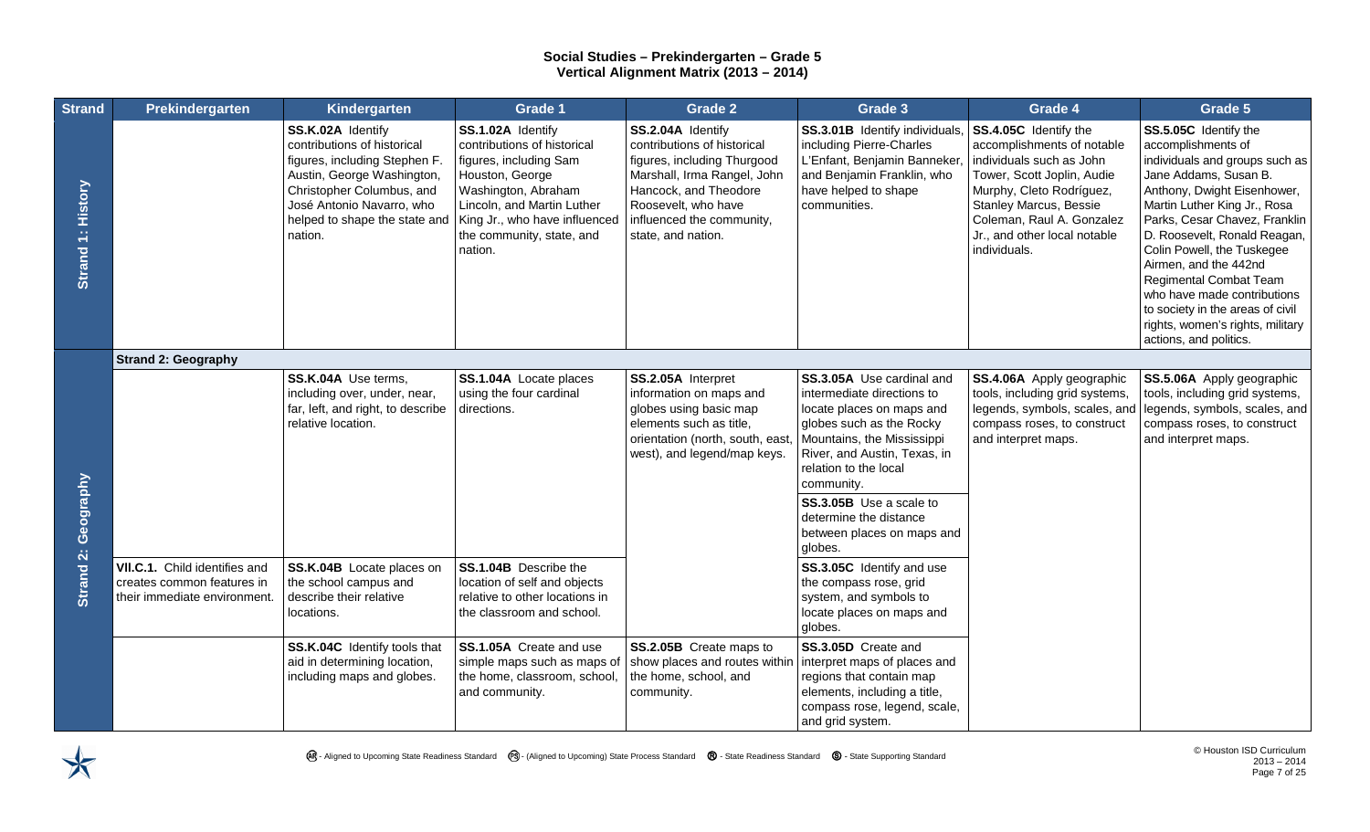# Social Studies – Prekindergarten – Grade 5
## Vertical Alignment Matrix (2013 – 2014)

| Strand | Prekindergarten | Kindergarten | Grade 1 | Grade 2 | Grade 3 | Grade 4 | Grade 5 |
|---|---|---|---|---|---|---|---|
| Strand 1: History | | **SS.K.02A** Identify contributions of historical figures, including Stephen F. Austin, George Washington, Christopher Columbus, and José Antonio Navarro, who helped to shape the state and nation. | **SS.1.02A** Identify contributions of historical figures, including Sam Houston, George Washington, Abraham Lincoln, and Martin Luther King Jr., who have influenced the community, state, and nation. | **SS.2.04A** Identify contributions of historical figures, including Thurgood Marshall, Irma Rangel, John Hancock, and Theodore Roosevelt, who have influenced the community, state, and nation. | **SS.3.01B** Identify individuals, including Pierre-Charles L'Enfant, Benjamin Banneker, and Benjamin Franklin, who have helped to shape communities. | **SS.4.05C** Identify the accomplishments of notable individuals such as John Tower, Scott Joplin, Audie Murphy, Cleto Rodríguez, Stanley Marcus, Bessie Coleman, Raul A. Gonzalez Jr., and other local notable individuals. | **SS.5.05C** Identify the accomplishments of individuals and groups such as Jane Addams, Susan B. Anthony, Dwight Eisenhower, Martin Luther King Jr., Rosa Parks, Cesar Chavez, Franklin D. Roosevelt, Ronald Reagan, Colin Powell, the Tuskegee Airmen, and the 442nd Regimental Combat Team who have made contributions to society in the areas of civil rights, women's rights, military actions, and politics. |
| Strand 2: Geography | **Strand 2: Geography** | | | | | | |
| Strand 2: Geography | | **SS.K.04A** Use terms, including over, under, near, far, left, and right, to describe relative location. | **SS.1.04A** Locate places using the four cardinal directions. | **SS.2.05A** Interpret information on maps and globes using basic map elements such as title, orientation (north, south, east, west), and legend/map keys. | **SS.3.05A** Use cardinal and intermediate directions to locate places on maps and globes such as the Rocky Mountains, the Mississippi River, and Austin, Texas, in relation to the local community. | **SS.4.06A** Apply geographic tools, including grid systems, legends, symbols, scales, and compass roses, to construct and interpret maps. | **SS.5.06A** Apply geographic tools, including grid systems, legends, symbols, scales, and compass roses, to construct and interpret maps. |
| Strand 2: Geography | | | | | **SS.3.05B** Use a scale to determine the distance between places on maps and globes. | | |
| Strand 2: Geography | **VII.C.1.** Child identifies and creates common features in their immediate environment. | **SS.K.04B** Locate places on the school campus and describe their relative locations. | **SS.1.04B** Describe the location of self and objects relative to other locations in the classroom and school. | | **SS.3.05C** Identify and use the compass rose, grid system, and symbols to locate places on maps and globes. | | |
| Strand 2: Geography | | **SS.K.04C** Identify tools that aid in determining location, including maps and globes. | **SS.1.05A** Create and use simple maps such as maps of the home, classroom, school, and community. | **SS.2.05B** Create maps to show places and routes within the home, school, and community. | **SS.3.05D** Create and interpret maps of places and regions that contain map elements, including a title, compass rose, legend, scale, and grid system. | | |

(AR) - Aligned to Upcoming State Readiness Standard (PS) - (Aligned to Upcoming) State Process Standard (R) - State Readiness Standard (S) - State Supporting Standard

© Houston ISD Curriculum 2013 – 2014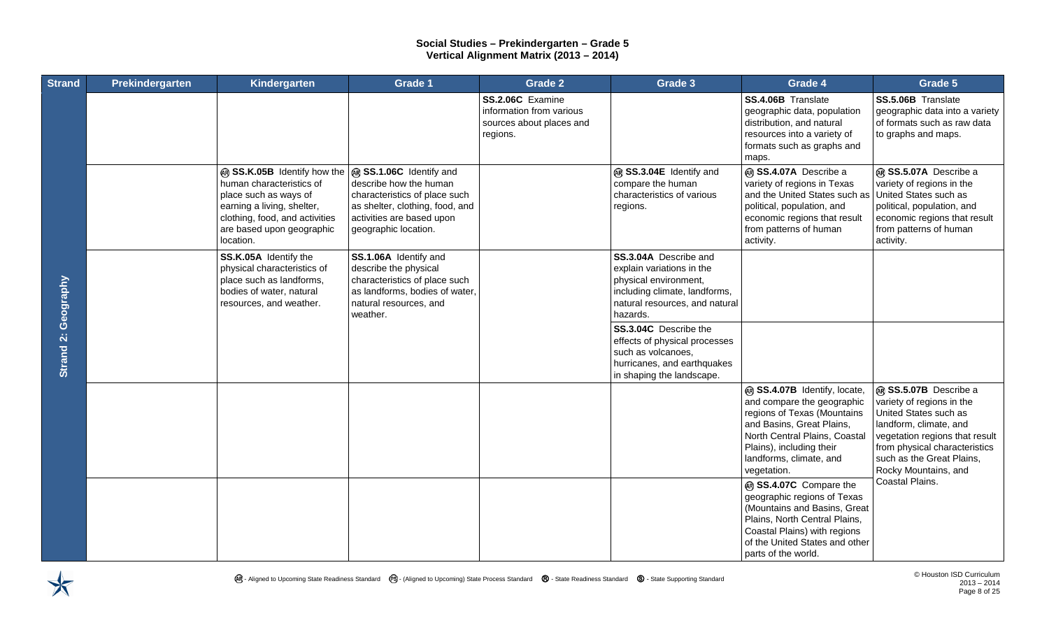# Social Studies – Prekindergarten – Grade 5
## Vertical Alignment Matrix (2013 – 2014)

| Strand | Prekindergarten | Kindergarten | Grade 1 | Grade 2 | Grade 3 | Grade 4 | Grade 5 |
|---|---|---|---|---|---|---|---|
| Strand 2: Geography | | | | **SS.2.06C** Examine information from various sources about places and regions. | | **SS.4.06B** Translate geographic data, population distribution, and natural resources into a variety of formats such as graphs and maps. | **SS.5.06B** Translate geographic data into a variety of formats such as raw data to graphs and maps. |
| | | Ⓐⓡ **SS.K.05B** Identify how the human characteristics of place such as ways of earning a living, shelter, clothing, food, and activities are based upon geographic location. | Ⓐⓡ **SS.1.06C** Identify and describe how the human characteristics of place such as shelter, clothing, food, and activities are based upon geographic location. | | Ⓐⓡ **SS.3.04E** Identify and compare the human characteristics of various regions. | Ⓐⓡ **SS.4.07A** Describe a variety of regions in Texas and the United States such as political, population, and economic regions that result from patterns of human activity. | Ⓐⓡ **SS.5.07A** Describe a variety of regions in the United States such as political, population, and economic regions that result from patterns of human activity. |
| | | **SS.K.05A** Identify the physical characteristics of place such as landforms, bodies of water, natural resources, and weather. | **SS.1.06A** Identify and describe the physical characteristics of place such as landforms, bodies of water, natural resources, and weather. | | **SS.3.04A** Describe and explain variations in the physical environment, including climate, landforms, natural resources, and natural hazards. | | |
| | | | | | **SS.3.04C** Describe the effects of physical processes such as volcanoes, hurricanes, and earthquakes in shaping the landscape. | | |
| | | | | | | Ⓐⓡ **SS.4.07B** Identify, locate, and compare the geographic regions of Texas (Mountains and Basins, Great Plains, North Central Plains, Coastal Plains), including their landforms, climate, and vegetation. | Ⓐⓡ **SS.5.07B** Describe a variety of regions in the United States such as landform, climate, and vegetation regions that result from physical characteristics such as the Great Plains, Rocky Mountains, and Coastal Plains. |
| | | | | | | Ⓐⓡ **SS.4.07C** Compare the geographic regions of Texas (Mountains and Basins, Great Plains, North Central Plains, Coastal Plains) with regions of the United States and other parts of the world. | |

Ⓐⓡ - Aligned to Upcoming State Readiness Standard Ⓟⓢ - (Aligned to Upcoming) State Process Standard Ⓡ - State Readiness Standard Ⓢ - State Supporting Standard

© Houston ISD Curriculum 2013 – 2014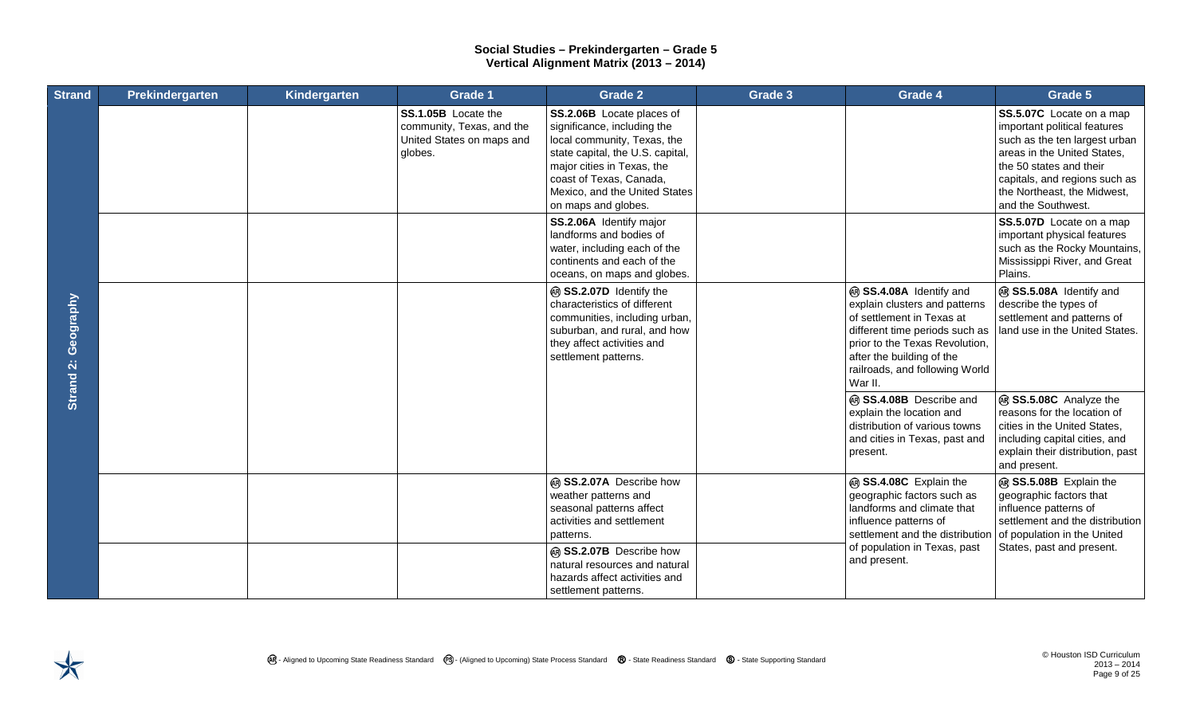**Social Studies – Prekindergarten – Grade 5**
**Vertical Alignment Matrix (2013 – 2014)**

| Strand | Prekindergarten | Kindergarten | Grade 1 | Grade 2 | Grade 3 | Grade 4 | Grade 5 |
|---|---|---|---|---|---|---|---|
| Strand 2: Geography | | | **SS.1.05B** Locate the community, Texas, and the United States on maps and globes. | **SS.2.06B** Locate places of significance, including the local community, Texas, the state capital, the U.S. capital, major cities in Texas, the coast of Texas, Canada, Mexico, and the United States on maps and globes. | | | **SS.5.07C** Locate on a map important political features such as the ten largest urban areas in the United States, the 50 states and their capitals, and regions such as the Northeast, the Midwest, and the Southwest. |
| | | | | **SS.2.06A** Identify major landforms and bodies of water, including each of the continents and each of the oceans, on maps and globes. | | | **SS.5.07D** Locate on a map important physical features such as the Rocky Mountains, Mississippi River, and Great Plains. |
| | | | | (AR) **SS.2.07D** Identify the characteristics of different communities, including urban, suburban, and rural, and how they affect activities and settlement patterns. | | (AR) **SS.4.08A** Identify and explain clusters and patterns of settlement in Texas at different time periods such as prior to the Texas Revolution, after the building of the railroads, and following World War II. | (AR) **SS.5.08A** Identify and describe the types of settlement and patterns of land use in the United States. |
| | | | | | | (AR) **SS.4.08B** Describe and explain the location and distribution of various towns and cities in Texas, past and present. | (AR) **SS.5.08C** Analyze the reasons for the location of cities in the United States, including capital cities, and explain their distribution, past and present. |
| | | | | (AR) **SS.2.07A** Describe how weather patterns and seasonal patterns affect activities and settlement patterns. | | (AR) **SS.4.08C** Explain the geographic factors such as landforms and climate that influence patterns of settlement and the distribution of population in Texas, past and present. | (AR) **SS.5.08B** Explain the geographic factors that influence patterns of settlement and the distribution of population in the United States, past and present. |
| | | | | (AR) **SS.2.07B** Describe how natural resources and natural hazards affect activities and settlement patterns. | | | |

(AR) - Aligned to Upcoming State Readiness Standard (PS) - (Aligned to Upcoming) State Process Standard (R) - State Readiness Standard (S) - State Supporting Standard

© Houston ISD Curriculum 2013 – 2014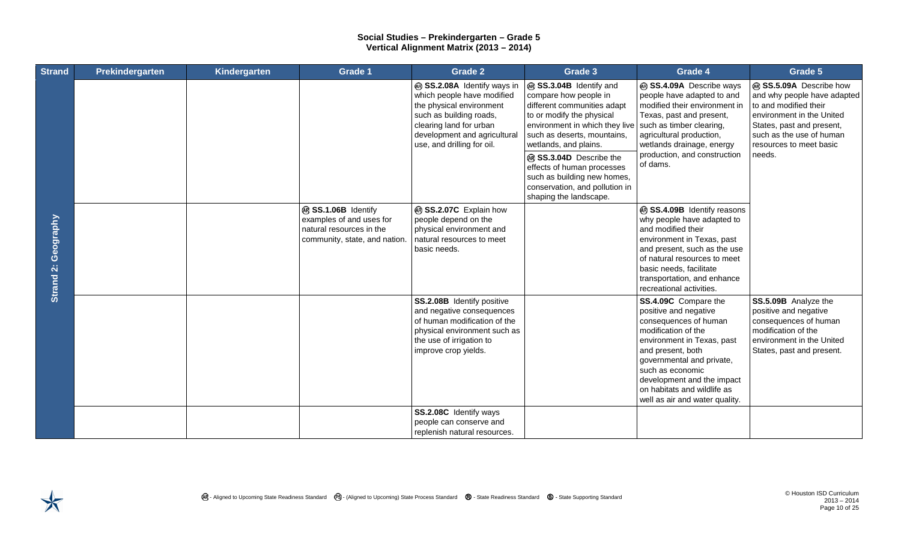# Social Studies – Prekindergarten – Grade 5
## Vertical Alignment Matrix (2013 – 2014)

| Strand | Prekindergarten | Kindergarten | Grade 1 | Grade 2 | Grade 3 | Grade 4 | Grade 5 |
|---|---|---|---|---|---|---|---|
| Strand 2: Geography | | | | (AR) **SS.2.08A** Identify ways in which people have modified the physical environment such as building roads, clearing land for urban development and agricultural use, and drilling for oil. | (AR) **SS.3.04B** Identify and compare how people in different communities adapt to or modify the physical environment in which they live such as deserts, mountains, wetlands, and plains.<br>(AR) **SS.3.04D** Describe the effects of human processes such as building new homes, conservation, and pollution in shaping the landscape. | (AR) **SS.4.09A** Describe ways people have adapted to and modified their environment in Texas, past and present, such as timber clearing, agricultural production, wetlands drainage, energy production, and construction of dams. | (AR) **SS.5.09A** Describe how and why people have adapted to and modified their environment in the United States, past and present, such as the use of human resources to meet basic needs. |
| | | | (AR) **SS.1.06B** Identify examples of and uses for natural resources in the community, state, and nation. | (AR) **SS.2.07C** Explain how people depend on the physical environment and natural resources to meet basic needs. | | (AR) **SS.4.09B** Identify reasons why people have adapted to and modified their environment in Texas, past and present, such as the use of natural resources to meet basic needs, facilitate transportation, and enhance recreational activities. | |
| | | | | **SS.2.08B** Identify positive and negative consequences of human modification of the physical environment such as the use of irrigation to improve crop yields. | | **SS.4.09C** Compare the positive and negative consequences of human modification of the environment in Texas, past and present, both governmental and private, such as economic development and the impact on habitats and wildlife as well as air and water quality. | **SS.5.09B** Analyze the positive and negative consequences of human modification of the environment in the United States, past and present. |
| | | | | **SS.2.08C** Identify ways people can conserve and replenish natural resources. | | | |

(AR) - Aligned to Upcoming State Readiness Standard (PS) - (Aligned to Upcoming) State Process Standard (R) - State Readiness Standard (S) - State Supporting Standard

© Houston ISD Curriculum 2013 – 2014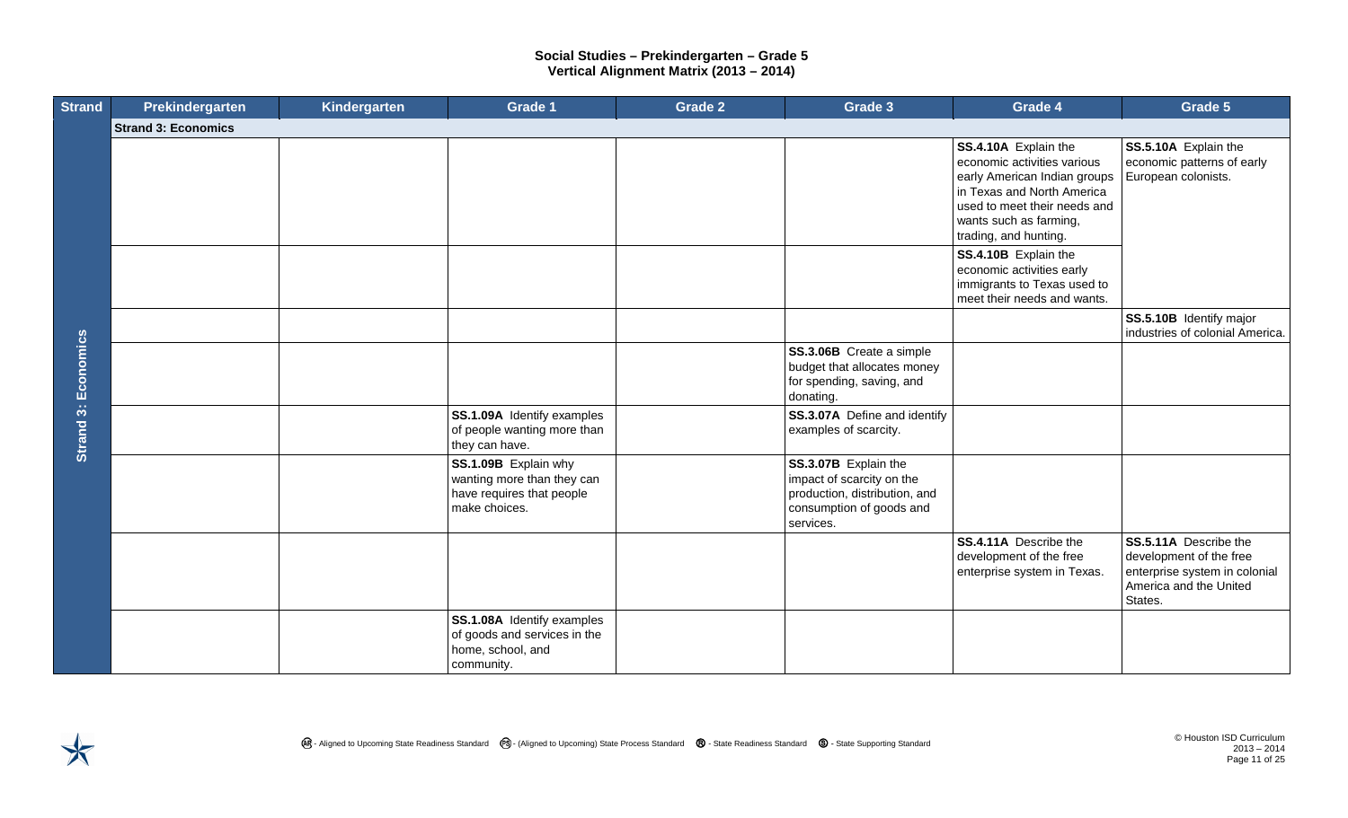# Social Studies – Prekindergarten – Grade 5
## Vertical Alignment Matrix (2013 – 2014)

| Strand | Prekindergarten | Kindergarten | Grade 1 | Grade 2 | Grade 3 | Grade 4 | Grade 5 |
|---|---|---|---|---|---|---|---|
| **Strand 3: Economics** | | | | | | | |
| Strand 3: Economics | | | | | | **SS.4.10A** Explain the economic activities various early American Indian groups in Texas and North America used to meet their needs and wants such as farming, trading, and hunting. | **SS.5.10A** Explain the economic patterns of early European colonists. |
| | | | | | | **SS.4.10B** Explain the economic activities early immigrants to Texas used to meet their needs and wants. | |
| | | | | | | | **SS.5.10B** Identify major industries of colonial America. |
| | | | | | **SS.3.06B** Create a simple budget that allocates money for spending, saving, and donating. | | |
| | | | **SS.1.09A** Identify examples of people wanting more than they can have. | | **SS.3.07A** Define and identify examples of scarcity. | | |
| | | | **SS.1.09B** Explain why wanting more than they can have requires that people make choices. | | **SS.3.07B** Explain the impact of scarcity on the production, distribution, and consumption of goods and services. | | |
| | | | | | | **SS.4.11A** Describe the development of the free enterprise system in Texas. | **SS.5.11A** Describe the development of the free enterprise system in colonial America and the United States. |
| | | | **SS.1.08A** Identify examples of goods and services in the home, school, and community. | | | | |

(AR) - Aligned to Upcoming State Readiness Standard (PS) - (Aligned to Upcoming) State Process Standard (R) - State Readiness Standard (S) - State Supporting Standard

© Houston ISD Curriculum 2013 – 2014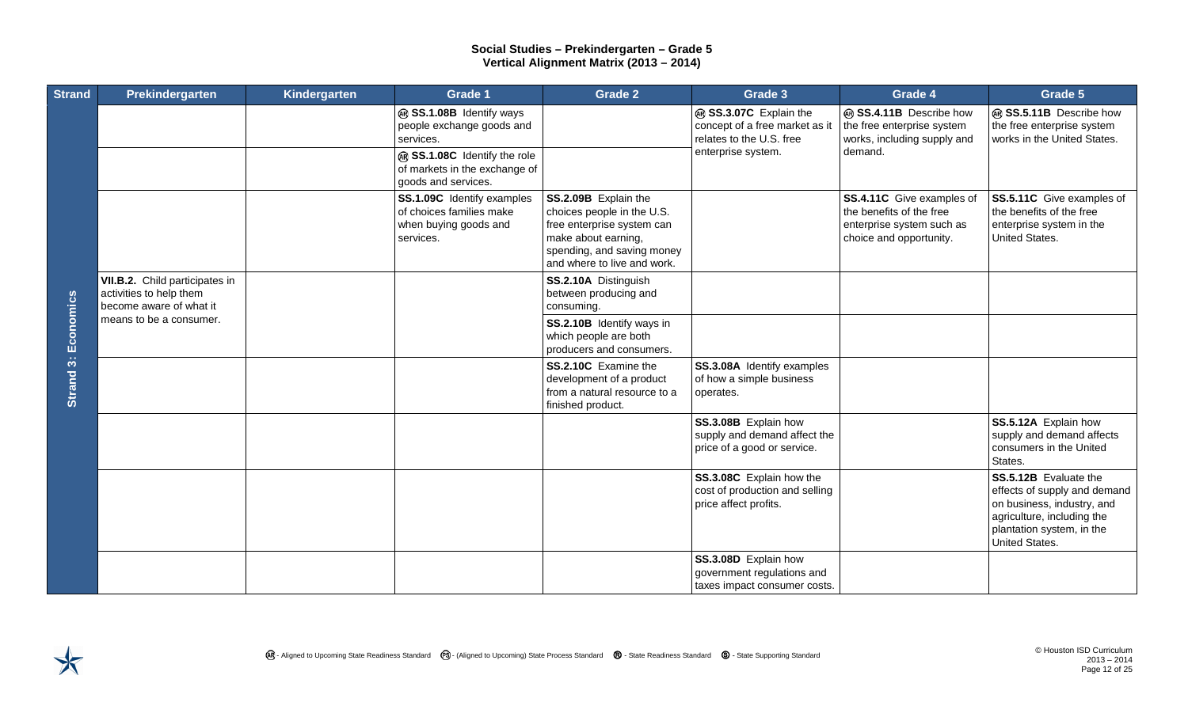**Social Studies – Prekindergarten – Grade 5**
**Vertical Alignment Matrix (2013 – 2014)**

| Strand | Prekindergarten | Kindergarten | Grade 1 | Grade 2 | Grade 3 | Grade 4 | Grade 5 |
|---|---|---|---|---|---|---|---|
| Strand 3: Economics | | | ⓇⓇ **SS.1.08B** Identify ways people exchange goods and services. | | ⓇⓇ **SS.3.07C** Explain the concept of a free market as it relates to the U.S. free enterprise system. | ⓇⓇ **SS.4.11B** Describe how the free enterprise system works, including supply and demand. | ⓇⓇ **SS.5.11B** Describe how the free enterprise system works in the United States. |
| | | | ⓇⓇ **SS.1.08C** Identify the role of markets in the exchange of goods and services. | | | | |
| | | | **SS.1.09C** Identify examples of choices families make when buying goods and services. | **SS.2.09B** Explain the choices people in the U.S. free enterprise system can make about earning, spending, and saving money and where to live and work. | | **SS.4.11C** Give examples of the benefits of the free enterprise system such as choice and opportunity. | **SS.5.11C** Give examples of the benefits of the free enterprise system in the United States. |
| | **VII.B.2.** Child participates in activities to help them become aware of what it means to be a consumer. | | | **SS.2.10A** Distinguish between producing and consuming. | | | |
| | | | | **SS.2.10B** Identify ways in which people are both producers and consumers. | | | |
| | | | | **SS.2.10C** Examine the development of a product from a natural resource to a finished product. | **SS.3.08A** Identify examples of how a simple business operates. | | |
| | | | | | **SS.3.08B** Explain how supply and demand affect the price of a good or service. | | **SS.5.12A** Explain how supply and demand affects consumers in the United States. |
| | | | | | **SS.3.08C** Explain how the cost of production and selling price affect profits. | | **SS.5.12B** Evaluate the effects of supply and demand on business, industry, and agriculture, including the plantation system, in the United States. |
| | | | | | **SS.3.08D** Explain how government regulations and taxes impact consumer costs. | | |

ⓇⓇ - Aligned to Upcoming State Readiness Standard (PS) - (Aligned to Upcoming) State Process Standard Ⓡ - State Readiness Standard Ⓢ - State Supporting Standard

© Houston ISD Curriculum 2013 – 2014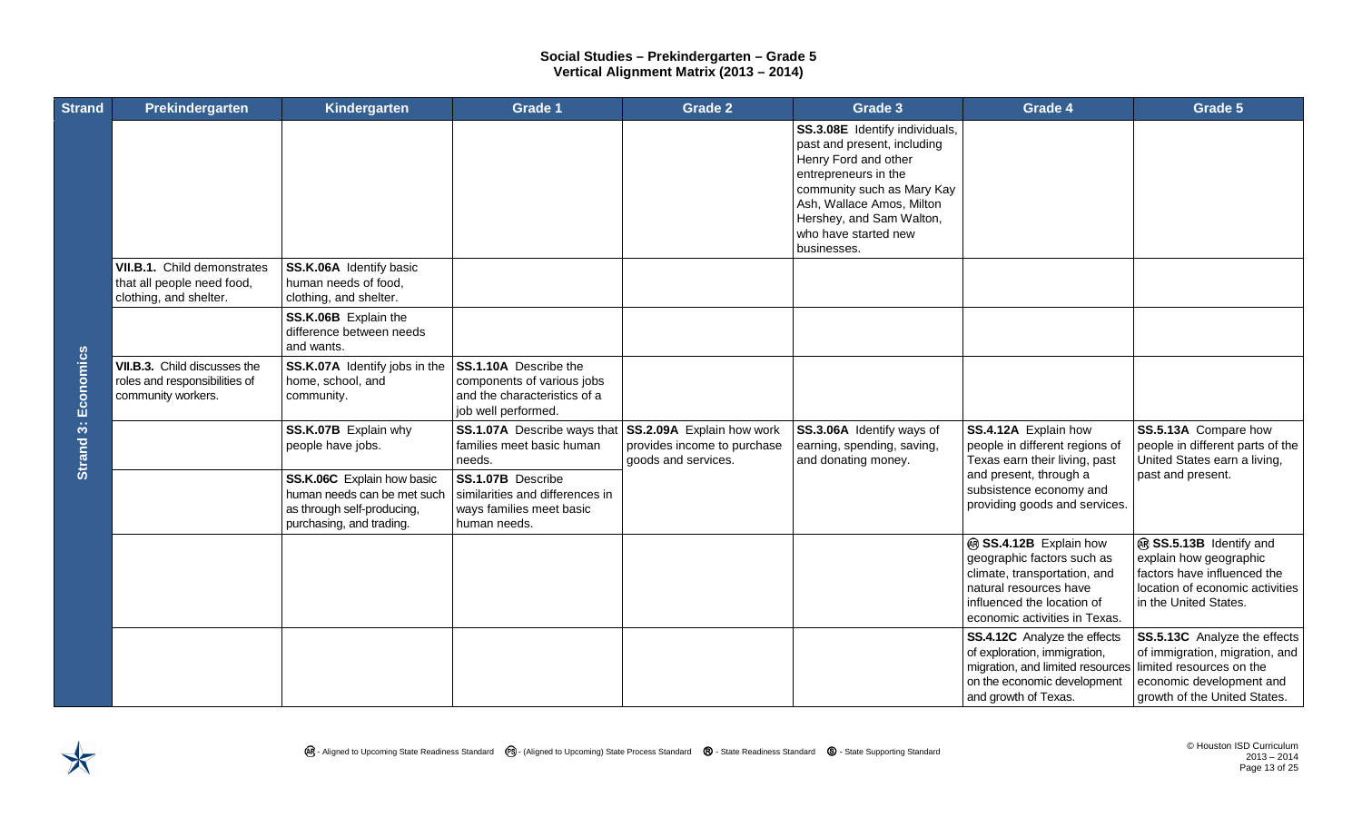# Social Studies – Prekindergarten – Grade 5
## Vertical Alignment Matrix (2013 – 2014)

| Strand | Prekindergarten | Kindergarten | Grade 1 | Grade 2 | Grade 3 | Grade 4 | Grade 5 |
|---|---|---|---|---|---|---|---|
| Strand 3: Economics | | | | | **SS.3.08E** Identify individuals, past and present, including Henry Ford and other entrepreneurs in the community such as Mary Kay Ash, Wallace Amos, Milton Hershey, and Sam Walton, who have started new businesses. | | |
| | **VII.B.1.** Child demonstrates that all people need food, clothing, and shelter. | **SS.K.06A** Identify basic human needs of food, clothing, and shelter. | | | | | |
| | | **SS.K.06B** Explain the difference between needs and wants. | | | | | |
| | **VII.B.3.** Child discusses the roles and responsibilities of community workers. | **SS.K.07A** Identify jobs in the home, school, and community. | **SS.1.10A** Describe the components of various jobs and the characteristics of a job well performed. | | | | |
| | | **SS.K.07B** Explain why people have jobs. | **SS.1.07A** Describe ways that families meet basic human needs. | **SS.2.09A** Explain how work provides income to purchase goods and services. | **SS.3.06A** Identify ways of earning, spending, saving, and donating money. | **SS.4.12A** Explain how people in different regions of Texas earn their living, past and present, through a subsistence economy and providing goods and services. | **SS.5.13A** Compare how people in different parts of the United States earn a living, past and present. |
| | | **SS.K.06C** Explain how basic human needs can be met such as through self-producing, purchasing, and trading. | **SS.1.07B** Describe similarities and differences in ways families meet basic human needs. | | | | |
| | | | | | | (AR) **SS.4.12B** Explain how geographic factors such as climate, transportation, and natural resources have influenced the location of economic activities in Texas. | (AR) **SS.5.13B** Identify and explain how geographic factors have influenced the location of economic activities in the United States. |
| | | | | | | **SS.4.12C** Analyze the effects of exploration, immigration, migration, and limited resources on the economic development and growth of Texas. | **SS.5.13C** Analyze the effects of immigration, migration, and limited resources on the economic development and growth of the United States. |

(AR) - Aligned to Upcoming State Readiness Standard (PS) - (Aligned to Upcoming) State Process Standard (R) - State Readiness Standard (S) - State Supporting Standard

© Houston ISD Curriculum 2013 – 2014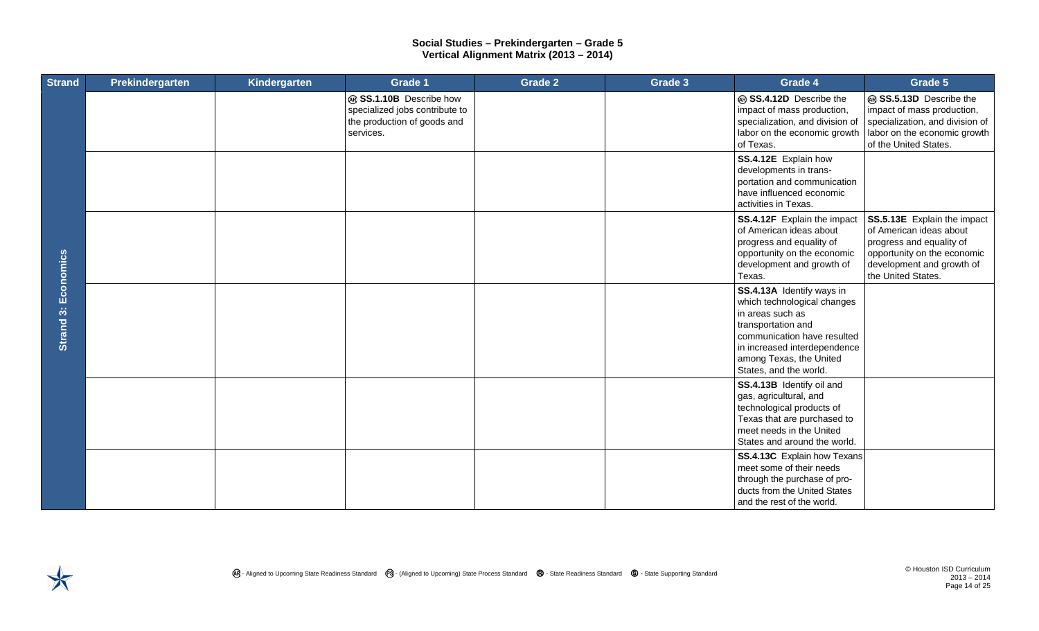# Social Studies – Prekindergarten – Grade 5
## Vertical Alignment Matrix (2013 – 2014)

| Strand | Prekindergarten | Kindergarten | Grade 1 | Grade 2 | Grade 3 | Grade 4 | Grade 5 |
|---|---|---|---|---|---|---|---|
| Strand 3: Economics | | | ⓇⓇ **SS.1.10B** Describe how specialized jobs contribute to the production of goods and services. | | | ⓇⓇ **SS.4.12D** Describe the impact of mass production, specialization, and division of labor on the economic growth of Texas. | ⓇⓇ **SS.5.13D** Describe the impact of mass production, specialization, and division of labor on the economic growth of the United States. |
| | | | | | | **SS.4.12E** Explain how developments in trans-portation and communication have influenced economic activities in Texas. | |
| | | | | | | **SS.4.12F** Explain the impact of American ideas about progress and equality of opportunity on the economic development and growth of Texas. | **SS.5.13E** Explain the impact of American ideas about progress and equality of opportunity on the economic development and growth of the United States. |
| | | | | | | **SS.4.13A** Identify ways in which technological changes in areas such as transportation and communication have resulted in increased interdependence among Texas, the United States, and the world. | |
| | | | | | | **SS.4.13B** Identify oil and gas, agricultural, and technological products of Texas that are purchased to meet needs in the United States and around the world. | |
| | | | | | | **SS.4.13C** Explain how Texans meet some of their needs through the purchase of pro-ducts from the United States and the rest of the world. | |

ⓇⓇ - Aligned to Upcoming State Readiness Standard   ⓅⓈ - (Aligned to Upcoming) State Process Standard   Ⓡ - State Readiness Standard   Ⓢ - State Supporting Standard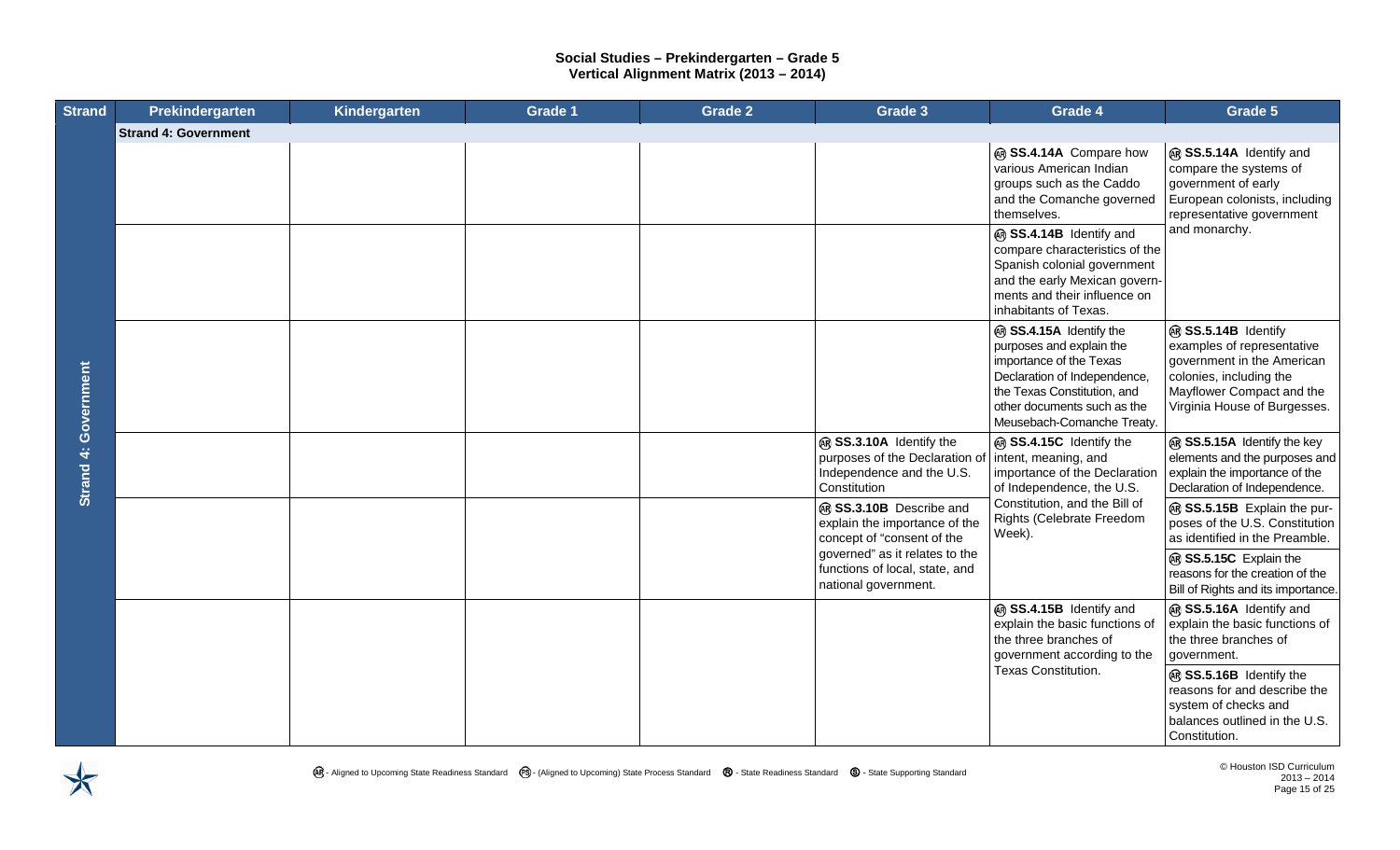# Social Studies – Prekindergarten – Grade 5
## Vertical Alignment Matrix (2013 – 2014)

| Strand | Prekindergarten | Kindergarten | Grade 1 | Grade 2 | Grade 3 | Grade 4 | Grade 5 |
|---|---|---|---|---|---|---|---|
| **Strand 4: Government** | | | | | | | |
| Strand 4: Government | | | | | | (AR) **SS.4.14A** Compare how various American Indian groups such as the Caddo and the Comanche governed themselves. | (AR) **SS.5.14A** Identify and compare the systems of government of early European colonists, including representative government and monarchy. |
| | | | | | | (AR) **SS.4.14B** Identify and compare characteristics of the Spanish colonial government and the early Mexican governments and their influence on inhabitants of Texas. | |
| | | | | | | (AR) **SS.4.15A** Identify the purposes and explain the importance of the Texas Declaration of Independence, the Texas Constitution, and other documents such as the Meusebach-Comanche Treaty. | (AR) **SS.5.14B** Identify examples of representative government in the American colonies, including the Mayflower Compact and the Virginia House of Burgesses. |
| | | | | | (AR) **SS.3.10A** Identify the purposes of the Declaration of Independence and the U.S. Constitution | (AR) **SS.4.15C** Identify the intent, meaning, and importance of the Declaration of Independence, the U.S. Constitution, and the Bill of Rights (Celebrate Freedom Week). | (AR) **SS.5.15A** Identify the key elements and the purposes and explain the importance of the Declaration of Independence. |
| | | | | | (AR) **SS.3.10B** Describe and explain the importance of the concept of "consent of the governed" as it relates to the functions of local, state, and national government. | | (AR) **SS.5.15B** Explain the purposes of the U.S. Constitution as identified in the Preamble. |
| | | | | | | | (AR) **SS.5.15C** Explain the reasons for the creation of the Bill of Rights and its importance. |
| | | | | | | (AR) **SS.4.15B** Identify and explain the basic functions of the three branches of government according to the Texas Constitution. | (AR) **SS.5.16A** Identify and explain the basic functions of the three branches of government. |
| | | | | | | | (AR) **SS.5.16B** Identify the reasons for and describe the system of checks and balances outlined in the U.S. Constitution. |

(AR) - Aligned to Upcoming State Readiness Standard (PS) - (Aligned to Upcoming) State Process Standard (R) - State Readiness Standard (S) - State Supporting Standard

© Houston ISD Curriculum 2013 – 2014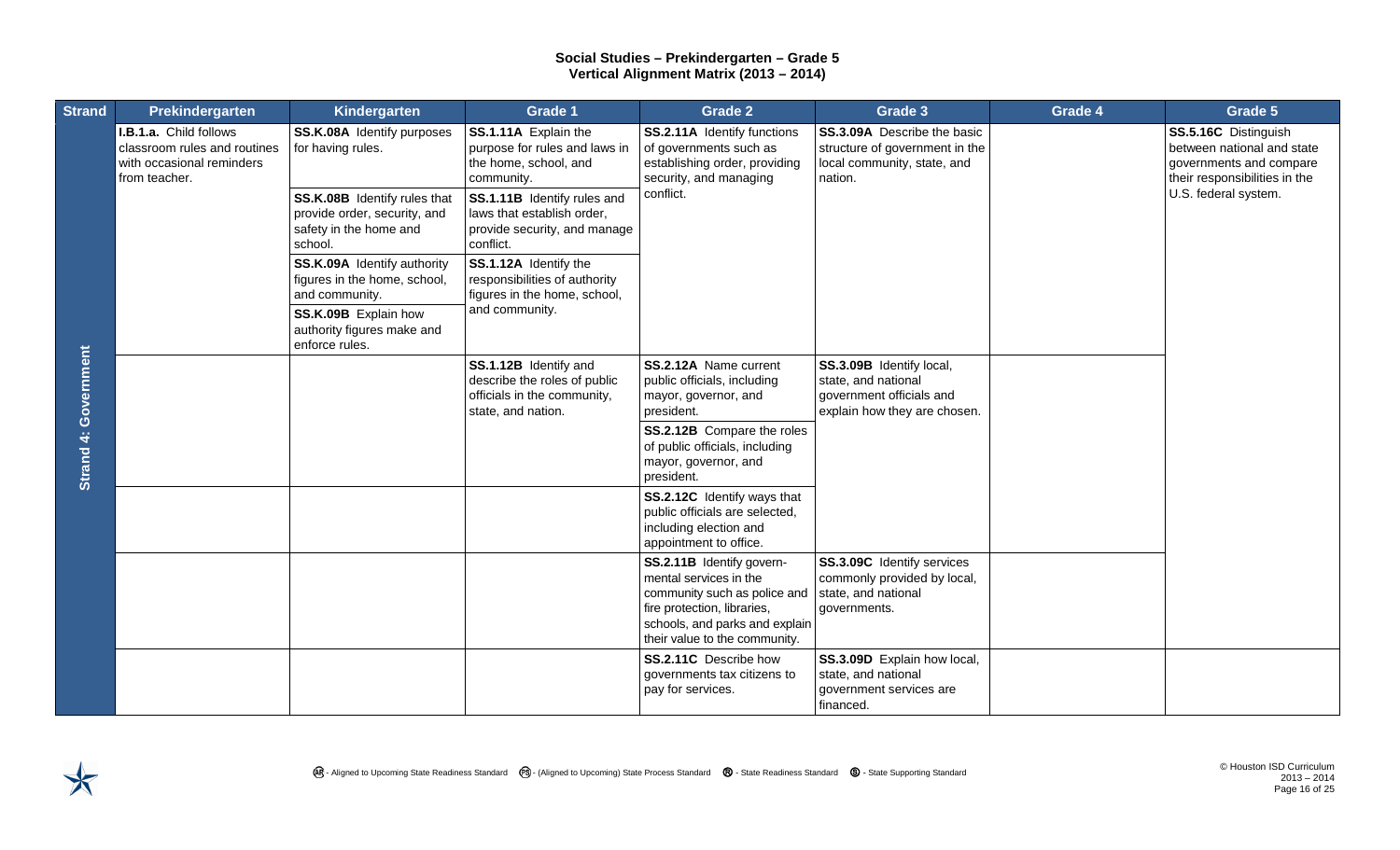# Social Studies – Prekindergarten – Grade 5
## Vertical Alignment Matrix (2013 – 2014)

| Strand | Prekindergarten | Kindergarten | Grade 1 | Grade 2 | Grade 3 | Grade 4 | Grade 5 |
|---|---|---|---|---|---|---|---|
| Strand 4: Government | **I.B.1.a.** Child follows classroom rules and routines with occasional reminders from teacher. | **SS.K.08A** Identify purposes for having rules. | **SS.1.11A** Explain the purpose for rules and laws in the home, school, and community. | **SS.2.11A** Identify functions of governments such as establishing order, providing security, and managing conflict. | **SS.3.09A** Describe the basic structure of government in the local community, state, and nation. | | **SS.5.16C** Distinguish between national and state governments and compare their responsibilities in the U.S. federal system. |
| | | **SS.K.08B** Identify rules that provide order, security, and safety in the home and school. | **SS.1.11B** Identify rules and laws that establish order, provide security, and manage conflict. | | | | |
| | | **SS.K.09A** Identify authority figures in the home, school, and community. | **SS.1.12A** Identify the responsibilities of authority figures in the home, school, and community. | | | | |
| | | **SS.K.09B** Explain how authority figures make and enforce rules. | | | | | |
| | | | **SS.1.12B** Identify and describe the roles of public officials in the community, state, and nation. | **SS.2.12A** Name current public officials, including mayor, governor, and president. | **SS.3.09B** Identify local, state, and national government officials and explain how they are chosen. | | |
| | | | | **SS.2.12B** Compare the roles of public officials, including mayor, governor, and president. | | | |
| | | | | **SS.2.12C** Identify ways that public officials are selected, including election and appointment to office. | | | |
| | | | | **SS.2.11B** Identify govern-mental services in the community such as police and fire protection, libraries, schools, and parks and explain their value to the community. | **SS.3.09C** Identify services commonly provided by local, state, and national governments. | | |
| | | | | **SS.2.11C** Describe how governments tax citizens to pay for services. | **SS.3.09D** Explain how local, state, and national government services are financed. | | |

(AR) - Aligned to Upcoming State Readiness Standard (PS) - (Aligned to Upcoming) State Process Standard (R) - State Readiness Standard (S) - State Supporting Standard

© Houston ISD Curriculum 2013 – 2014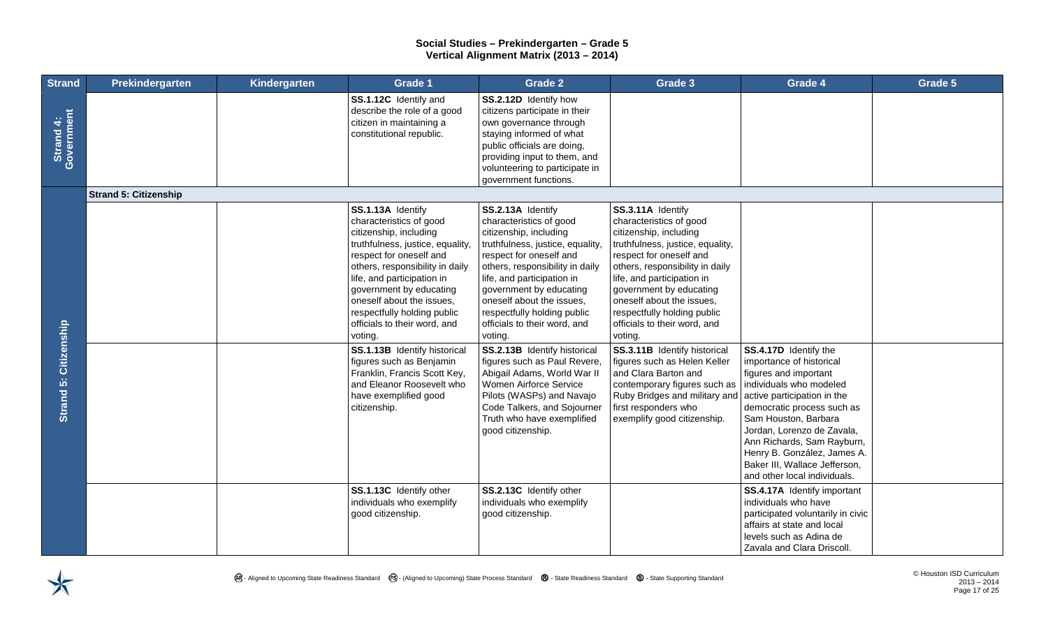# Social Studies – Prekindergarten – Grade 5
## Vertical Alignment Matrix (2013 – 2014)

| Strand | Prekindergarten | Kindergarten | Grade 1 | Grade 2 | Grade 3 | Grade 4 | Grade 5 |
|---|---|---|---|---|---|---|---|
| Strand 4: Government | | | **SS.1.12C** Identify and describe the role of a good citizen in maintaining a constitutional republic. | **SS.2.12D** Identify how citizens participate in their own governance through staying informed of what public officials are doing, providing input to them, and volunteering to participate in government functions. | | | |
| Strand 5: Citizenship | **Strand 5: Citizenship** | | | | | | |
| | | | **SS.1.13A** Identify characteristics of good citizenship, including truthfulness, justice, equality, respect for oneself and others, responsibility in daily life, and participation in government by educating oneself about the issues, respectfully holding public officials to their word, and voting. | **SS.2.13A** Identify characteristics of good citizenship, including truthfulness, justice, equality, respect for oneself and others, responsibility in daily life, and participation in government by educating oneself about the issues, respectfully holding public officials to their word, and voting. | **SS.3.11A** Identify characteristics of good citizenship, including truthfulness, justice, equality, respect for oneself and others, responsibility in daily life, and participation in government by educating oneself about the issues, respectfully holding public officials to their word, and voting. | | |
| | | | **SS.1.13B** Identify historical figures such as Benjamin Franklin, Francis Scott Key, and Eleanor Roosevelt who have exemplified good citizenship. | **SS.2.13B** Identify historical figures such as Paul Revere, Abigail Adams, World War II Women Airforce Service Pilots (WASPs) and Navajo Code Talkers, and Sojourner Truth who have exemplified good citizenship. | **SS.3.11B** Identify historical figures such as Helen Keller and Clara Barton and contemporary figures such as Ruby Bridges and military and first responders who exemplify good citizenship. | **SS.4.17D** Identify the importance of historical figures and important individuals who modeled active participation in the democratic process such as Sam Houston, Barbara Jordan, Lorenzo de Zavala, Ann Richards, Sam Rayburn, Henry B. González, James A. Baker III, Wallace Jefferson, and other local individuals. | |
| | | | **SS.1.13C** Identify other individuals who exemplify good citizenship. | **SS.2.13C** Identify other individuals who exemplify good citizenship. | | **SS.4.17A** Identify important individuals who have participated voluntarily in civic affairs at state and local levels such as Adina de Zavala and Clara Driscoll. | |

(AR) - Aligned to Upcoming State Readiness Standard (PS) - (Aligned to Upcoming) State Process Standard (R) - State Readiness Standard (S) - State Supporting Standard

© Houston ISD Curriculum 2013 – 2014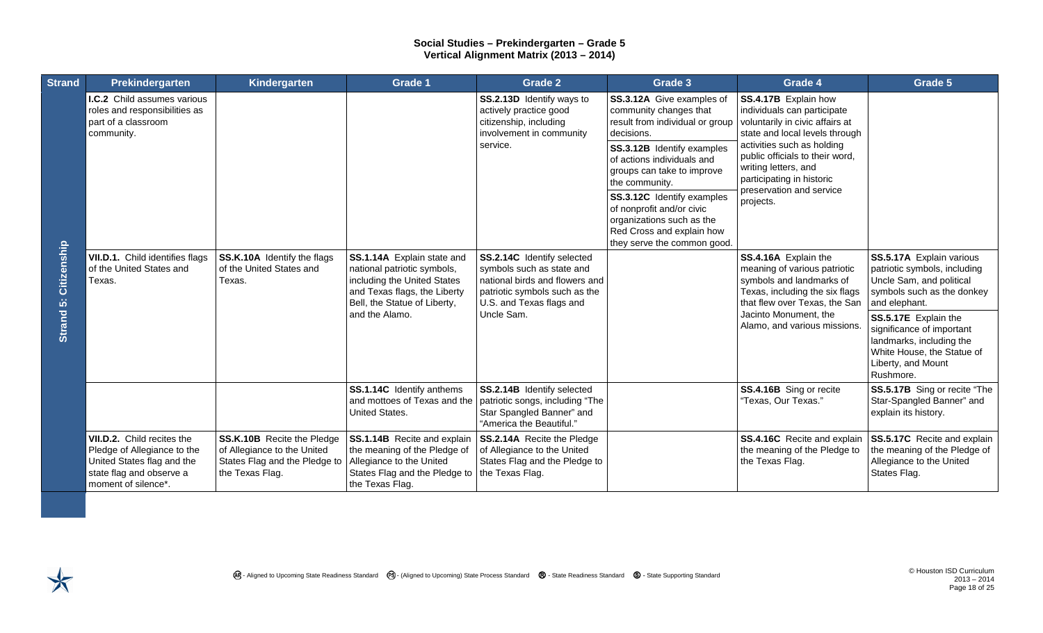# Social Studies – Prekindergarten – Grade 5
## Vertical Alignment Matrix (2013 – 2014)

| Strand | Prekindergarten | Kindergarten | Grade 1 | Grade 2 | Grade 3 | Grade 4 | Grade 5 |
|---|---|---|---|---|---|---|---|
| Strand 5: Citizenship | **I.C.2** Child assumes various roles and responsibilities as part of a classroom community. | | | **SS.2.13D** Identify ways to actively practice good citizenship, including involvement in community service. | **SS.3.12A** Give examples of community changes that result from individual or group decisions.<br>**SS.3.12B** Identify examples of actions individuals and groups can take to improve the community.<br>**SS.3.12C** Identify examples of nonprofit and/or civic organizations such as the Red Cross and explain how they serve the common good. | **SS.4.17B** Explain how individuals can participate voluntarily in civic affairs at state and local levels through activities such as holding public officials to their word, writing letters, and participating in historic preservation and service projects. | |
| | **VII.D.1.** Child identifies flags of the United States and Texas. | **SS.K.10A** Identify the flags of the United States and Texas. | **SS.1.14A** Explain state and national patriotic symbols, including the United States and Texas flags, the Liberty Bell, the Statue of Liberty, and the Alamo. | **SS.2.14C** Identify selected symbols such as state and national birds and flowers and patriotic symbols such as the U.S. and Texas flags and Uncle Sam. | | **SS.4.16A** Explain the meaning of various patriotic symbols and landmarks of Texas, including the six flags that flew over Texas, the San Jacinto Monument, the Alamo, and various missions. | **SS.5.17A** Explain various patriotic symbols, including Uncle Sam, and political symbols such as the donkey and elephant.<br>**SS.5.17E** Explain the significance of important landmarks, including the White House, the Statue of Liberty, and Mount Rushmore. |
| | | | **SS.1.14C** Identify anthems and mottoes of Texas and the United States. | **SS.2.14B** Identify selected patriotic songs, including "The Star Spangled Banner" and "America the Beautiful." | | **SS.4.16B** Sing or recite "Texas, Our Texas." | **SS.5.17B** Sing or recite "The Star-Spangled Banner" and explain its history. |
| | **VII.D.2.** Child recites the Pledge of Allegiance to the United States flag and the state flag and observe a moment of silence*. | **SS.K.10B** Recite the Pledge of Allegiance to the United States Flag and the Pledge to the Texas Flag. | **SS.1.14B** Recite and explain the meaning of the Pledge of Allegiance to the United States Flag and the Pledge to the Texas Flag. | **SS.2.14A** Recite the Pledge of Allegiance to the United States Flag and the Pledge to the Texas Flag. | | **SS.4.16C** Recite and explain the meaning of the Pledge to the Texas Flag. | **SS.5.17C** Recite and explain the meaning of the Pledge of Allegiance to the United States Flag. |

(AR) - Aligned to Upcoming State Readiness Standard (PS) - (Aligned to Upcoming) State Process Standard (R) - State Readiness Standard (S) - State Supporting Standard

© Houston ISD Curriculum 2013 – 2014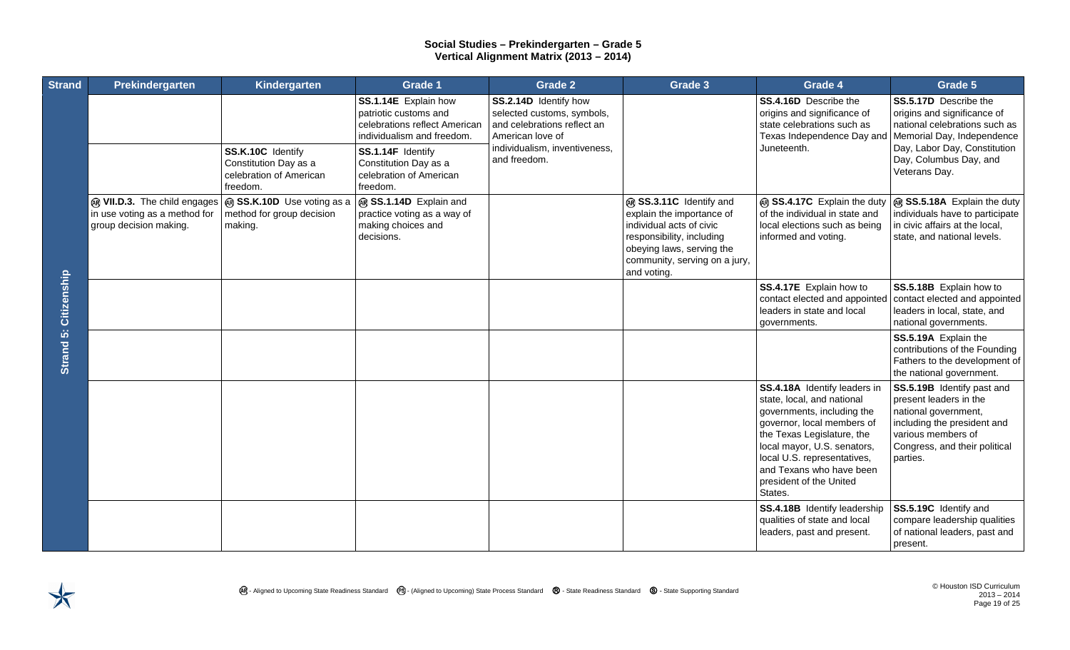# Social Studies – Prekindergarten – Grade 5
## Vertical Alignment Matrix (2013 – 2014)

| Strand | Prekindergarten | Kindergarten | Grade 1 | Grade 2 | Grade 3 | Grade 4 | Grade 5 |
|---|---|---|---|---|---|---|---|
| Strand 5: Citizenship | | | **SS.1.14E** Explain how patriotic customs and celebrations reflect American individualism and freedom. | **SS.2.14D** Identify how selected customs, symbols, and celebrations reflect an American love of individualism, inventiveness, and freedom. | | **SS.4.16D** Describe the origins and significance of state celebrations such as Texas Independence Day and Juneteenth. | **SS.5.17D** Describe the origins and significance of national celebrations such as Memorial Day, Independence Day, Labor Day, Constitution Day, Columbus Day, and Veterans Day. |
| | | **SS.K.10C** Identify Constitution Day as a celebration of American freedom. | **SS.1.14F** Identify Constitution Day as a celebration of American freedom. | | | | |
| | (AR) **VII.D.3.** The child engages in use voting as a method for group decision making. | (AR) **SS.K.10D** Use voting as a method for group decision making. | (AR) **SS.1.14D** Explain and practice voting as a way of making choices and decisions. | | (AR) **SS.3.11C** Identify and explain the importance of individual acts of civic responsibility, including obeying laws, serving the community, serving on a jury, and voting. | (AR) **SS.4.17C** Explain the duty of the individual in state and local elections such as being informed and voting. | (AR) **SS.5.18A** Explain the duty individuals have to participate in civic affairs at the local, state, and national levels. |
| | | | | | | **SS.4.17E** Explain how to contact elected and appointed leaders in state and local governments. | **SS.5.18B** Explain how to contact elected and appointed leaders in local, state, and national governments. |
| | | | | | | | **SS.5.19A** Explain the contributions of the Founding Fathers to the development of the national government. |
| | | | | | | **SS.4.18A** Identify leaders in state, local, and national governments, including the governor, local members of the Texas Legislature, the local mayor, U.S. senators, local U.S. representatives, and Texans who have been president of the United States. | **SS.5.19B** Identify past and present leaders in the national government, including the president and various members of Congress, and their political parties. |
| | | | | | | **SS.4.18B** Identify leadership qualities of state and local leaders, past and present. | **SS.5.19C** Identify and compare leadership qualities of national leaders, past and present. |

(AR) - Aligned to Upcoming State Readiness Standard (PS) - (Aligned to Upcoming) State Process Standard (R) - State Readiness Standard (S) - State Supporting Standard

© Houston ISD Curriculum 2013 – 2014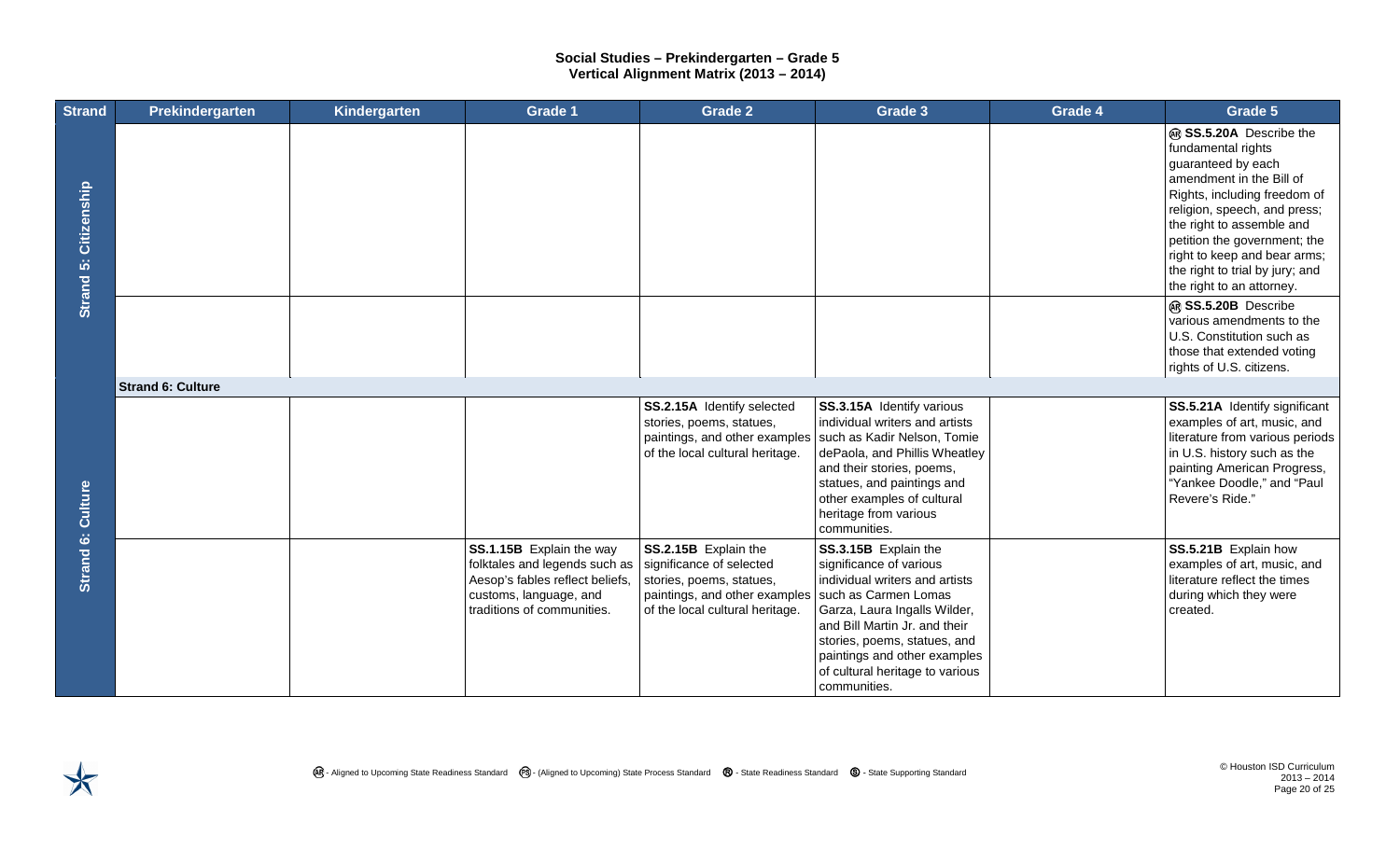# Social Studies – Prekindergarten – Grade 5
## Vertical Alignment Matrix (2013 – 2014)

| Strand | Prekindergarten | Kindergarten | Grade 1 | Grade 2 | Grade 3 | Grade 4 | Grade 5 |
|---|---|---|---|---|---|---|---|
| Strand 5: Citizenship | | | | | | | AR **SS.5.20A** Describe the fundamental rights guaranteed by each amendment in the Bill of Rights, including freedom of religion, speech, and press; the right to assemble and petition the government; the right to keep and bear arms; the right to trial by jury; and the right to an attorney. |
| Strand 5: Citizenship | | | | | | | AR **SS.5.20B** Describe various amendments to the U.S. Constitution such as those that extended voting rights of U.S. citizens. |
| **Strand 6: Culture** | | | | | | | |
| Strand 6: Culture | | | | **SS.2.15A** Identify selected stories, poems, statues, paintings, and other examples of the local cultural heritage. | **SS.3.15A** Identify various individual writers and artists such as Kadir Nelson, Tomie dePaola, and Phillis Wheatley and their stories, poems, statues, and paintings and other examples of cultural heritage from various communities. | | **SS.5.21A** Identify significant examples of art, music, and literature from various periods in U.S. history such as the painting American Progress, "Yankee Doodle," and "Paul Revere's Ride." |
| Strand 6: Culture | | | **SS.1.15B** Explain the way folktales and legends such as Aesop's fables reflect beliefs, customs, language, and traditions of communities. | **SS.2.15B** Explain the significance of selected stories, poems, statues, paintings, and other examples of the local cultural heritage. | **SS.3.15B** Explain the significance of various individual writers and artists such as Carmen Lomas Garza, Laura Ingalls Wilder, and Bill Martin Jr. and their stories, poems, statues, and paintings and other examples of cultural heritage to various communities. | | **SS.5.21B** Explain how examples of art, music, and literature reflect the times during which they were created. |

AR - Aligned to Upcoming State Readiness Standard PS - (Aligned to Upcoming) State Process Standard R - State Readiness Standard S - State Supporting Standard

© Houston ISD Curriculum 2013 – 2014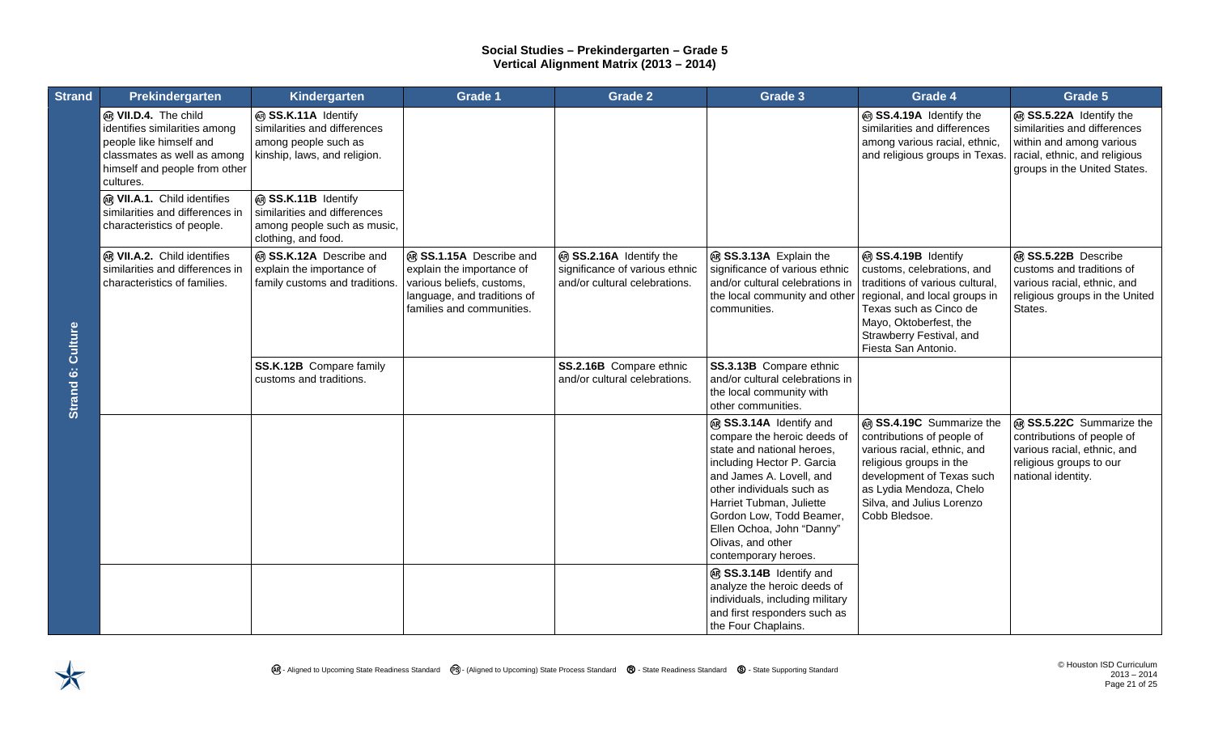**Social Studies – Prekindergarten – Grade 5**
**Vertical Alignment Matrix (2013 – 2014)**

| Strand | Prekindergarten | Kindergarten | Grade 1 | Grade 2 | Grade 3 | Grade 4 | Grade 5 |
|---|---|---|---|---|---|---|---|
| Strand 6: Culture | ⓇⓇ **VII.D.4.** The child identifies similarities among people like himself and classmates as well as among himself and people from other cultures. | ⓇⓇ **SS.K.11A** Identify similarities and differences among people such as kinship, laws, and religion. | | | | ⓇⓇ **SS.4.19A** Identify the similarities and differences among various racial, ethnic, and religious groups in Texas. | ⓇⓇ **SS.5.22A** Identify the similarities and differences within and among various racial, ethnic, and religious groups in the United States. |
| | ⓇⓇ **VII.A.1.** Child identifies similarities and differences in characteristics of people. | ⓇⓇ **SS.K.11B** Identify similarities and differences among people such as music, clothing, and food. | | | | | |
| | ⓇⓇ **VII.A.2.** Child identifies similarities and differences in characteristics of families. | ⓇⓇ **SS.K.12A** Describe and explain the importance of family customs and traditions. | ⓇⓇ **SS.1.15A** Describe and explain the importance of various beliefs, customs, language, and traditions of families and communities. | ⓇⓇ **SS.2.16A** Identify the significance of various ethnic and/or cultural celebrations. | ⓇⓇ **SS.3.13A** Explain the significance of various ethnic and/or cultural celebrations in the local community and other communities. | ⓇⓇ **SS.4.19B** Identify customs, celebrations, and traditions of various cultural, regional, and local groups in Texas such as Cinco de Mayo, Oktoberfest, the Strawberry Festival, and Fiesta San Antonio. | ⓇⓇ **SS.5.22B** Describe customs and traditions of various racial, ethnic, and religious groups in the United States. |
| | | **SS.K.12B** Compare family customs and traditions. | | **SS.2.16B** Compare ethnic and/or cultural celebrations. | **SS.3.13B** Compare ethnic and/or cultural celebrations in the local community with other communities. | | |
| | | | | | ⓇⓇ **SS.3.14A** Identify and compare the heroic deeds of state and national heroes, including Hector P. Garcia and James A. Lovell, and other individuals such as Harriet Tubman, Juliette Gordon Low, Todd Beamer, Ellen Ochoa, John "Danny" Olivas, and other contemporary heroes. | ⓇⓇ **SS.4.19C** Summarize the contributions of people of various racial, ethnic, and religious groups in the development of Texas such as Lydia Mendoza, Chelo Silva, and Julius Lorenzo Cobb Bledsoe. | ⓇⓇ **SS.5.22C** Summarize the contributions of people of various racial, ethnic, and religious groups to our national identity. |
| | | | | | ⓇⓇ **SS.3.14B** Identify and analyze the heroic deeds of individuals, including military and first responders such as the Four Chaplains. | | |

ⓇⓇ - Aligned to Upcoming State Readiness Standard Ⓟⓢ - (Aligned to Upcoming) State Process Standard Ⓡ - State Readiness Standard Ⓢ - State Supporting Standard

© Houston ISD Curriculum 2013 – 2014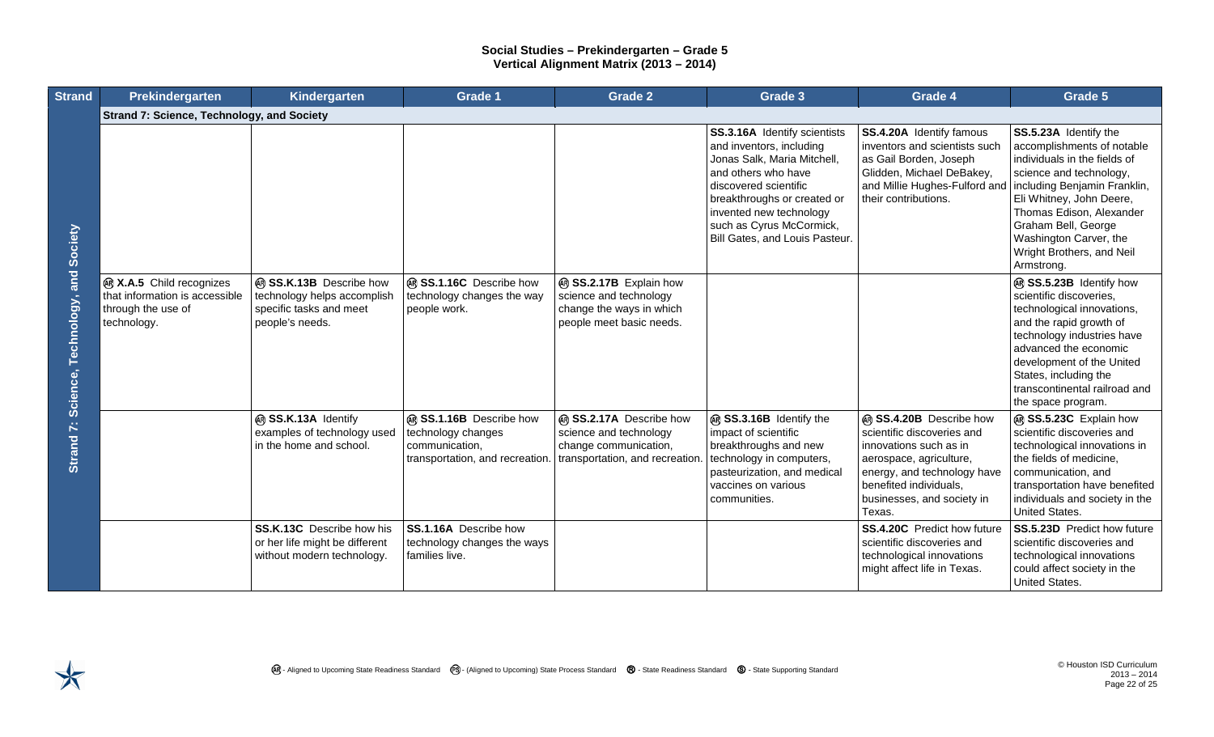# Social Studies – Prekindergarten – Grade 5
## Vertical Alignment Matrix (2013 – 2014)

| Strand | Prekindergarten | Kindergarten | Grade 1 | Grade 2 | Grade 3 | Grade 4 | Grade 5 |
|---|---|---|---|---|---|---|---|
| **Strand 7: Science, Technology, and Society** | **Strand 7: Science, Technology, and Society** | | | | | | |
| | | | | | **SS.3.16A** Identify scientists and inventors, including Jonas Salk, Maria Mitchell, and others who have discovered scientific breakthroughs or created or invented new technology such as Cyrus McCormick, Bill Gates, and Louis Pasteur. | **SS.4.20A** Identify famous inventors and scientists such as Gail Borden, Joseph Glidden, Michael DeBakey, and Millie Hughes-Fulford and their contributions. | **SS.5.23A** Identify the accomplishments of notable individuals in the fields of science and technology, including Benjamin Franklin, Eli Whitney, John Deere, Thomas Edison, Alexander Graham Bell, George Washington Carver, the Wright Brothers, and Neil Armstrong. |
| | (AR) **X.A.5** Child recognizes that information is accessible through the use of technology. | (AR) **SS.K.13B** Describe how technology helps accomplish specific tasks and meet people's needs. | (AR) **SS.1.16C** Describe how technology changes the way people work. | (AR) **SS.2.17B** Explain how science and technology change the ways in which people meet basic needs. | | | (AR) **SS.5.23B** Identify how scientific discoveries, technological innovations, and the rapid growth of technology industries have advanced the economic development of the United States, including the transcontinental railroad and the space program. |
| | | (AR) **SS.K.13A** Identify examples of technology used in the home and school. | (AR) **SS.1.16B** Describe how technology changes communication, transportation, and recreation. | (AR) **SS.2.17A** Describe how science and technology change communication, transportation, and recreation. | (AR) **SS.3.16B** Identify the impact of scientific breakthroughs and new technology in computers, pasteurization, and medical vaccines on various communities. | (AR) **SS.4.20B** Describe how scientific discoveries and innovations such as in aerospace, agriculture, energy, and technology have benefited individuals, businesses, and society in Texas. | (AR) **SS.5.23C** Explain how scientific discoveries and technological innovations in the fields of medicine, communication, and transportation have benefited individuals and society in the United States. |
| | | **SS.K.13C** Describe how his or her life might be different without modern technology. | **SS.1.16A** Describe how technology changes the ways families live. | | | **SS.4.20C** Predict how future scientific discoveries and technological innovations might affect life in Texas. | **SS.5.23D** Predict how future scientific discoveries and technological innovations could affect society in the United States. |

(AR) - Aligned to Upcoming State Readiness Standard (PS) - (Aligned to Upcoming) State Process Standard (R) - State Readiness Standard (S) - State Supporting Standard

© Houston ISD Curriculum 2013 – 2014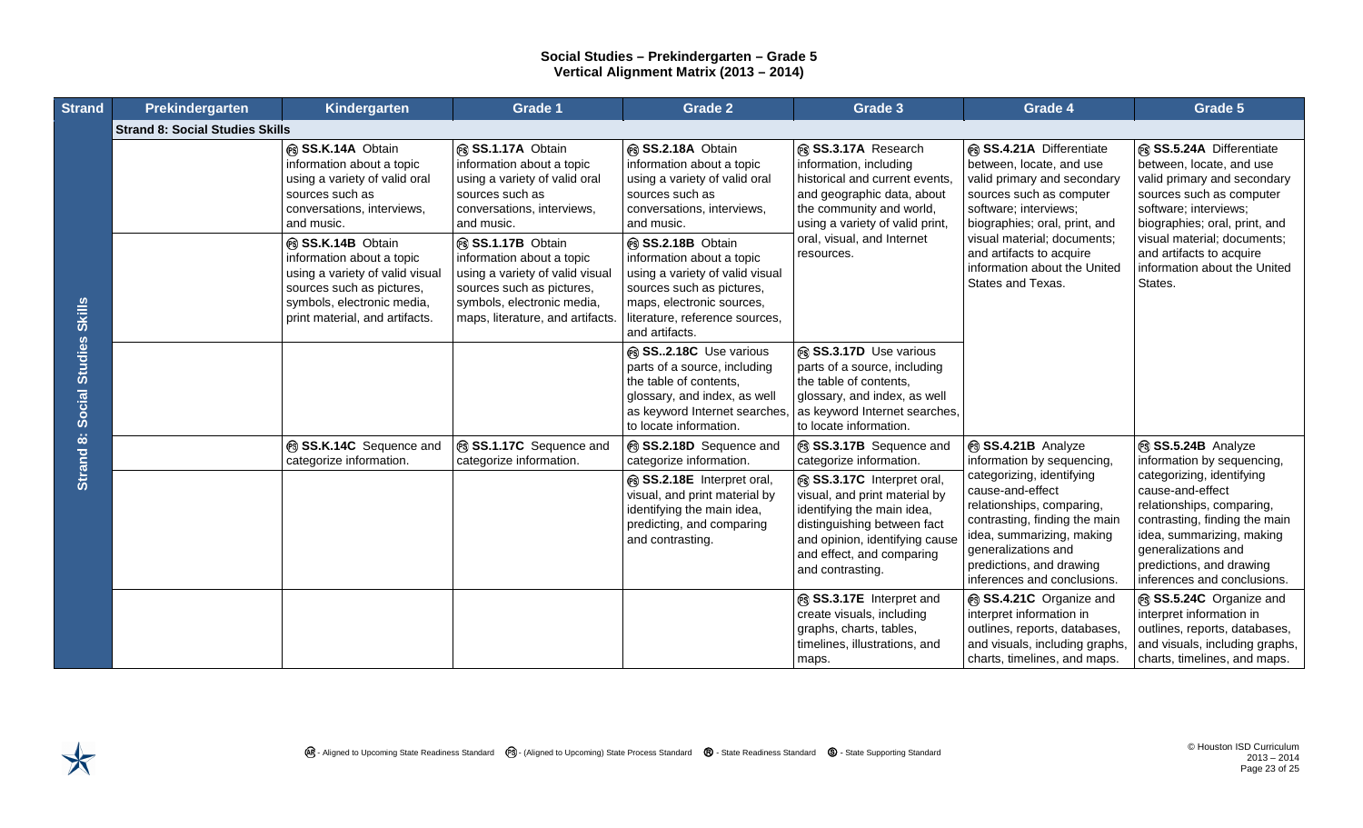# Social Studies – Prekindergarten – Grade 5
## Vertical Alignment Matrix (2013 – 2014)

| Strand | Prekindergarten | Kindergarten | Grade 1 | Grade 2 | Grade 3 | Grade 4 | Grade 5 |
|---|---|---|---|---|---|---|---|
| **Strand 8: Social Studies Skills** | | | | | | | |
| Strand 8: Social Studies Skills | | (PS) **SS.K.14A** Obtain information about a topic using a variety of valid oral sources such as conversations, interviews, and music. | (PS) **SS.1.17A** Obtain information about a topic using a variety of valid oral sources such as conversations, interviews, and music. | (PS) **SS.2.18A** Obtain information about a topic using a variety of valid oral sources such as conversations, interviews, and music. | (PS) **SS.3.17A** Research information, including historical and current events, and geographic data, about the community and world, using a variety of valid print, oral, visual, and Internet resources. | (PS) **SS.4.21A** Differentiate between, locate, and use valid primary and secondary sources such as computer software; interviews; biographies; oral, print, and visual material; documents; and artifacts to acquire information about the United States and Texas. | (PS) **SS.5.24A** Differentiate between, locate, and use valid primary and secondary sources such as computer software; interviews; biographies; oral, print, and visual material; documents; and artifacts to acquire information about the United States. |
| | | (PS) **SS.K.14B** Obtain information about a topic using a variety of valid visual sources such as pictures, symbols, electronic media, print material, and artifacts. | (PS) **SS.1.17B** Obtain information about a topic using a variety of valid visual sources such as pictures, symbols, electronic media, maps, literature, and artifacts. | (PS) **SS.2.18B** Obtain information about a topic using a variety of valid visual sources such as pictures, maps, electronic sources, literature, reference sources, and artifacts. | | | |
| | | | | (PS) **SS..2.18C** Use various parts of a source, including the table of contents, glossary, and index, as well as keyword Internet searches, to locate information. | (PS) **SS.3.17D** Use various parts of a source, including the table of contents, glossary, and index, as well as keyword Internet searches, to locate information. | | |
| | | (PS) **SS.K.14C** Sequence and categorize information. | (PS) **SS.1.17C** Sequence and categorize information. | (PS) **SS.2.18D** Sequence and categorize information. | (PS) **SS.3.17B** Sequence and categorize information. | (PS) **SS.4.21B** Analyze information by sequencing, categorizing, identifying cause-and-effect relationships, comparing, contrasting, finding the main idea, summarizing, making generalizations and predictions, and drawing inferences and conclusions. | (PS) **SS.5.24B** Analyze information by sequencing, categorizing, identifying cause-and-effect relationships, comparing, contrasting, finding the main idea, summarizing, making generalizations and predictions, and drawing inferences and conclusions. |
| | | | | (PS) **SS.2.18E** Interpret oral, visual, and print material by identifying the main idea, predicting, and comparing and contrasting. | (PS) **SS.3.17C** Interpret oral, visual, and print material by identifying the main idea, distinguishing between fact and opinion, identifying cause and effect, and comparing and contrasting. | | |
| | | | | | (PS) **SS.3.17E** Interpret and create visuals, including graphs, charts, tables, timelines, illustrations, and maps. | (PS) **SS.4.21C** Organize and interpret information in outlines, reports, databases, and visuals, including graphs, charts, timelines, and maps. | (PS) **SS.5.24C** Organize and interpret information in outlines, reports, databases, and visuals, including graphs, charts, timelines, and maps. |

(AR) - Aligned to Upcoming State Readiness Standard (PS) - (Aligned to Upcoming) State Process Standard (R) - State Readiness Standard (S) - State Supporting Standard

© Houston ISD Curriculum 2013 – 2014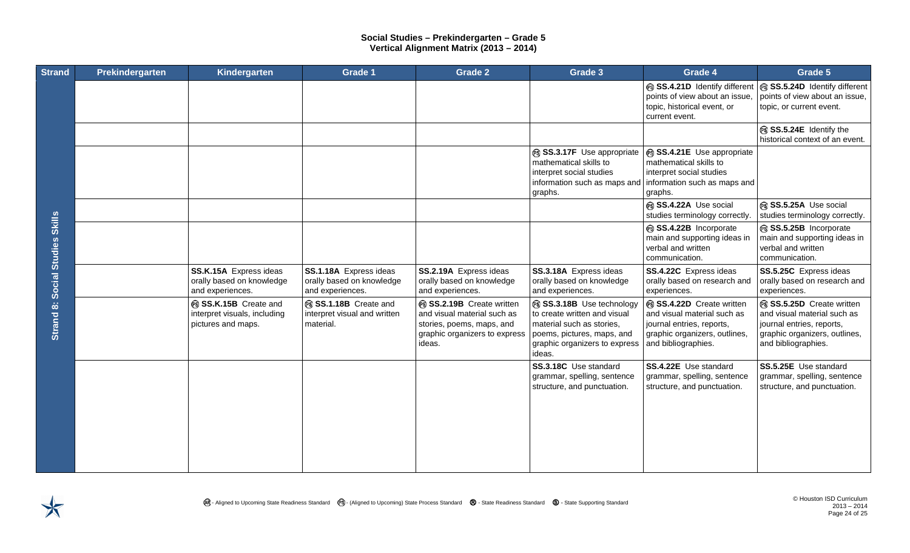**Social Studies – Prekindergarten – Grade 5**
**Vertical Alignment Matrix (2013 – 2014)**

| Strand | Prekindergarten | Kindergarten | Grade 1 | Grade 2 | Grade 3 | Grade 4 | Grade 5 |
|---|---|---|---|---|---|---|---|
| Strand 8: Social Studies Skills | | | | | | (PS) **SS.4.21D** Identify different points of view about an issue, topic, historical event, or current event. | (PS) **SS.5.24D** Identify different points of view about an issue, topic, or current event. |
| | | | | | | | (PS) **SS.5.24E** Identify the historical context of an event. |
| | | | | | (PS) **SS.3.17F** Use appropriate mathematical skills to interpret social studies information such as maps and graphs. | (PS) **SS.4.21E** Use appropriate mathematical skills to interpret social studies information such as maps and graphs. | |
| | | | | | | (PS) **SS.4.22A** Use social studies terminology correctly. | (PS) **SS.5.25A** Use social studies terminology correctly. |
| | | | | | | (PS) **SS.4.22B** Incorporate main and supporting ideas in verbal and written communication. | (PS) **SS.5.25B** Incorporate main and supporting ideas in verbal and written communication. |
| | | **SS.K.15A** Express ideas orally based on knowledge and experiences. | **SS.1.18A** Express ideas orally based on knowledge and experiences. | **SS.2.19A** Express ideas orally based on knowledge and experiences. | **SS.3.18A** Express ideas orally based on knowledge and experiences. | **SS.4.22C** Express ideas orally based on research and experiences. | **SS.5.25C** Express ideas orally based on research and experiences. |
| | | (PS) **SS.K.15B** Create and interpret visuals, including pictures and maps. | (PS) **SS.1.18B** Create and interpret visual and written material. | (PS) **SS.2.19B** Create written and visual material such as stories, poems, maps, and graphic organizers to express ideas. | (PS) **SS.3.18B** Use technology to create written and visual material such as stories, poems, pictures, maps, and graphic organizers to express ideas. | (PS) **SS.4.22D** Create written and visual material such as journal entries, reports, graphic organizers, outlines, and bibliographies. | (PS) **SS.5.25D** Create written and visual material such as journal entries, reports, graphic organizers, outlines, and bibliographies. |
| | | | | | **SS.3.18C** Use standard grammar, spelling, sentence structure, and punctuation. | **SS.4.22E** Use standard grammar, spelling, sentence structure, and punctuation. | **SS.5.25E** Use standard grammar, spelling, sentence structure, and punctuation. |

(AR) - Aligned to Upcoming State Readiness Standard (PS) - (Aligned to Upcoming) State Process Standard (R) - State Readiness Standard (S) - State Supporting Standard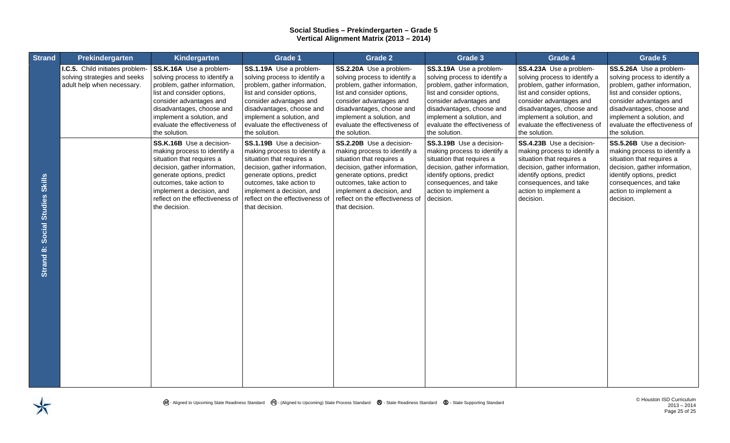# Social Studies – Prekindergarten – Grade 5
## Vertical Alignment Matrix (2013 – 2014)

| Strand | Prekindergarten | Kindergarten | Grade 1 | Grade 2 | Grade 3 | Grade 4 | Grade 5 |
|---|---|---|---|---|---|---|---|
| Strand 8: Social Studies Skills | **I.C.5.** Child initiates problem-solving strategies and seeks adult help when necessary. | **SS.K.16A** Use a problem-solving process to identify a problem, gather information, list and consider options, consider advantages and disadvantages, choose and implement a solution, and evaluate the effectiveness of the solution. | **SS.1.19A** Use a problem-solving process to identify a problem, gather information, list and consider options, consider advantages and disadvantages, choose and implement a solution, and evaluate the effectiveness of the solution. | **SS.2.20A** Use a problem-solving process to identify a problem, gather information, list and consider options, consider advantages and disadvantages, choose and implement a solution, and evaluate the effectiveness of the solution. | **SS.3.19A** Use a problem-solving process to identify a problem, gather information, list and consider options, consider advantages and disadvantages, choose and implement a solution, and evaluate the effectiveness of the solution. | **SS.4.23A** Use a problem-solving process to identify a problem, gather information, list and consider options, consider advantages and disadvantages, choose and implement a solution, and evaluate the effectiveness of the solution. | **SS.5.26A** Use a problem-solving process to identify a problem, gather information, list and consider options, consider advantages and disadvantages, choose and implement a solution, and evaluate the effectiveness of the solution. |
| | | **SS.K.16B** Use a decision-making process to identify a situation that requires a decision, gather information, generate options, predict outcomes, take action to implement a decision, and reflect on the effectiveness of the decision. | **SS.1.19B** Use a decision-making process to identify a situation that requires a decision, gather information, generate options, predict outcomes, take action to implement a decision, and reflect on the effectiveness of that decision. | **SS.2.20B** Use a decision-making process to identify a situation that requires a decision, gather information, generate options, predict outcomes, take action to implement a decision, and reflect on the effectiveness of that decision. | **SS.3.19B** Use a decision-making process to identify a situation that requires a decision, gather information, identify options, predict consequences, and take action to implement a decision. | **SS.4.23B** Use a decision-making process to identify a situation that requires a decision, gather information, identify options, predict consequences, and take action to implement a decision. | **SS.5.26B** Use a decision-making process to identify a situation that requires a decision, gather information, identify options, predict consequences, and take action to implement a decision. |

AR - Aligned to Upcoming State Readiness Standard   PS - (Aligned to Upcoming) State Process Standard   R - State Readiness Standard   S - State Supporting Standard

© Houston ISD Curriculum 2013 – 2014